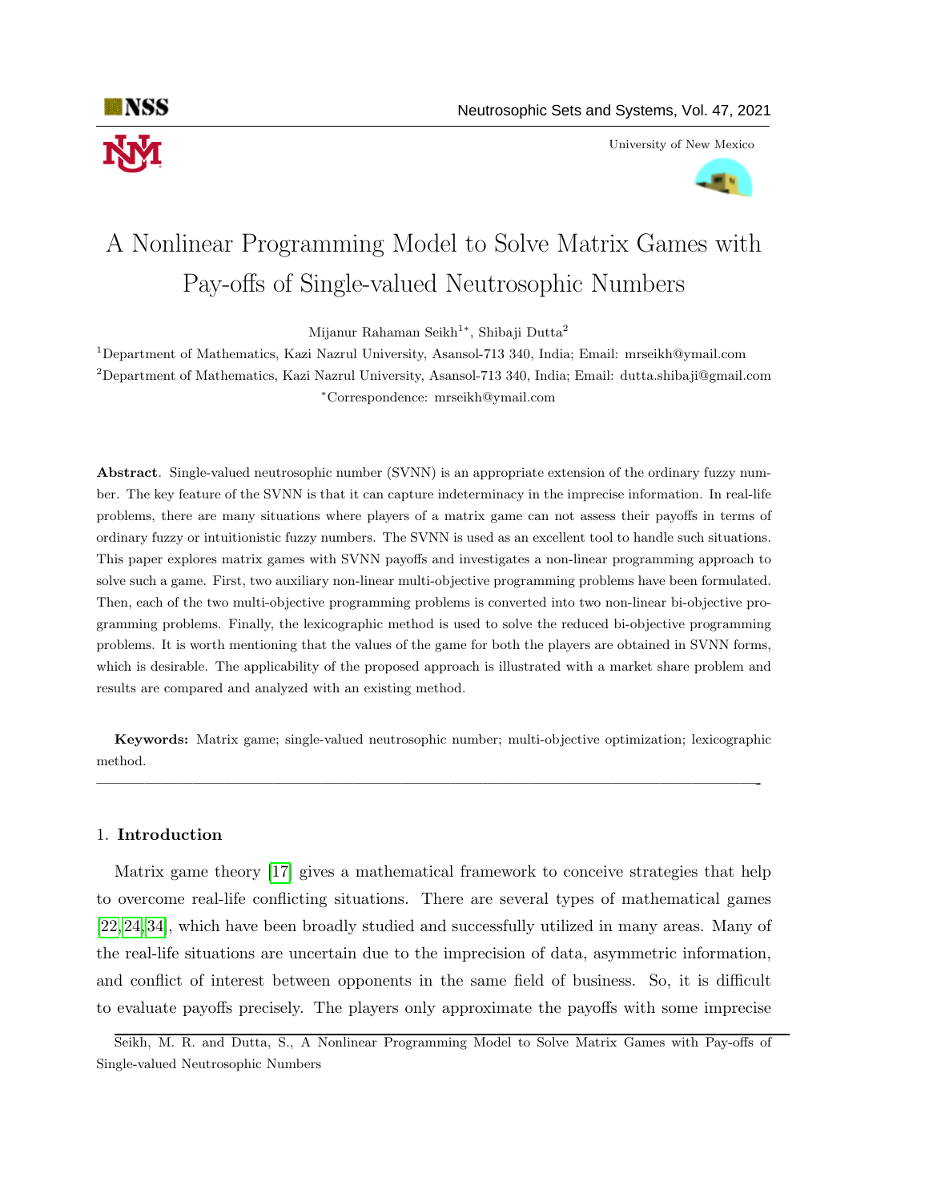# A Nonlinear Programming Model to Solve Matrix Games with Pay-offs of Single-valued Neutrosophic Numbers

Mijanur Rahaman Seikh[1*], Shibaji Dutta[2]

[1]Department of Mathematics, Kazi Nazrul University, Asansol-713 340, India; Email: mrseikh@ymail.com

[2]Department of Mathematics, Kazi Nazrul University, Asansol-713 340, India; Email: dutta.shibaji@gmail.com

[*]Correspondence: mrseikh@ymail.com

**Abstract**. Single-valued neutrosophic number (SVNN) is an appropriate extension of the ordinary fuzzy number. The key feature of the SVNN is that it can capture indeterminacy in the imprecise information. In real-life problems, there are many situations where players of a matrix game can not assess their payoffs in terms of ordinary fuzzy or intuitionistic fuzzy numbers. The SVNN is used as an excellent tool to handle such situations. This paper explores matrix games with SVNN payoffs and investigates a non-linear programming approach to solve such a game. First, two auxiliary non-linear multi-objective programming problems have been formulated. Then, each of the two multi-objective programming problems is converted into two non-linear bi-objective programming problems. Finally, the lexicographic method is used to solve the reduced bi-objective programming problems. It is worth mentioning that the values of the game for both the players are obtained in SVNN forms, which is desirable. The applicability of the proposed approach is illustrated with a market share problem and results are compared and analyzed with an existing method.

**Keywords:** Matrix game; single-valued neutrosophic number; multi-objective optimization; lexicographic method.

---

## 1. Introduction

Matrix game theory [17] gives a mathematical framework to conceive strategies that help to overcome real-life conflicting situations. There are several types of mathematical games [22,24,34], which have been broadly studied and successfully utilized in many areas. Many of the real-life situations are uncertain due to the imprecision of data, asymmetric information, and conflict of interest between opponents in the same field of business. So, it is difficult to evaluate payoffs precisely. The players only approximate the payoffs with some imprecise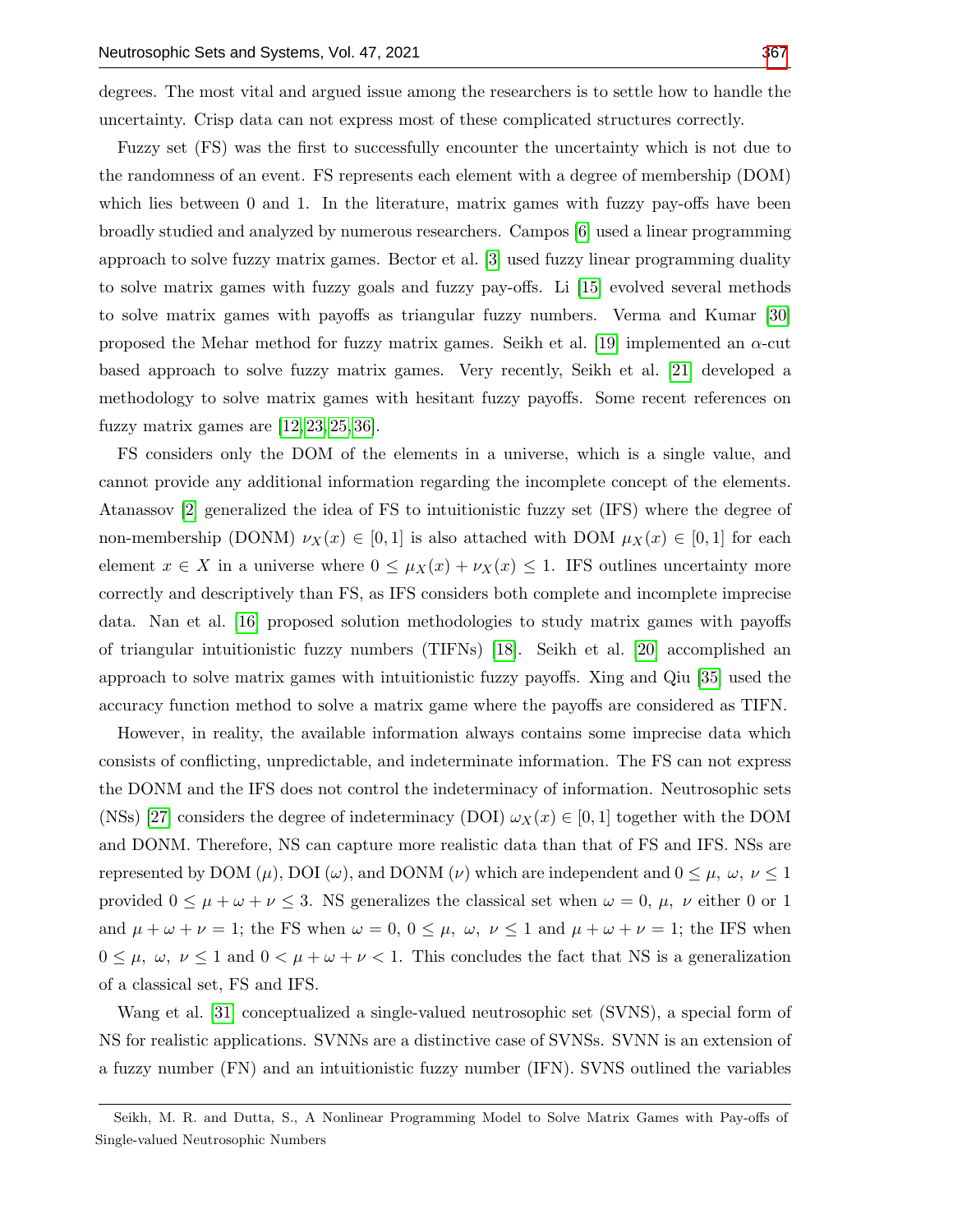degrees. The most vital and argued issue among the researchers is to settle how to handle the uncertainty. Crisp data can not express most of these complicated structures correctly.

Fuzzy set (FS) was the first to successfully encounter the uncertainty which is not due to the randomness of an event. FS represents each element with a degree of membership (DOM) which lies between 0 and 1. In the literature, matrix games with fuzzy pay-offs have been broadly studied and analyzed by numerous researchers. Campos [6] used a linear programming approach to solve fuzzy matrix games. Bector et al. [3] used fuzzy linear programming duality to solve matrix games with fuzzy goals and fuzzy pay-offs. Li [15] evolved several methods to solve matrix games with payoffs as triangular fuzzy numbers. Verma and Kumar [30] proposed the Mehar method for fuzzy matrix games. Seikh et al. [19] implemented an $\alpha$-cut based approach to solve fuzzy matrix games. Very recently, Seikh et al. [21] developed a methodology to solve matrix games with hesitant fuzzy payoffs. Some recent references on fuzzy matrix games are [12, 23, 25, 36].

FS considers only the DOM of the elements in a universe, which is a single value, and cannot provide any additional information regarding the incomplete concept of the elements. Atanassov [2] generalized the idea of FS to intuitionistic fuzzy set (IFS) where the degree of non-membership (DONM) $\nu_X(x) \in [0,1]$ is also attached with DOM $\mu_X(x) \in [0,1]$ for each element $x \in X$ in a universe where $0 \leq \mu_X(x) + \nu_X(x) \leq 1$. IFS outlines uncertainty more correctly and descriptively than FS, as IFS considers both complete and incomplete imprecise data. Nan et al. [16] proposed solution methodologies to study matrix games with payoffs of triangular intuitionistic fuzzy numbers (TIFNs) [18]. Seikh et al. [20] accomplished an approach to solve matrix games with intuitionistic fuzzy payoffs. Xing and Qiu [35] used the accuracy function method to solve a matrix game where the payoffs are considered as TIFN.

However, in reality, the available information always contains some imprecise data which consists of conflicting, unpredictable, and indeterminate information. The FS can not express the DONM and the IFS does not control the indeterminacy of information. Neutrosophic sets (NSs) [27] considers the degree of indeterminacy (DOI) $\omega_X(x) \in [0,1]$ together with the DOM and DONM. Therefore, NS can capture more realistic data than that of FS and IFS. NSs are represented by DOM ($\mu$), DOI ($\omega$), and DONM ($\nu$) which are independent and $0 \leq \mu,\ \omega,\ \nu \leq 1$ provided $0 \leq \mu + \omega + \nu \leq 3$. NS generalizes the classical set when $\omega = 0$, $\mu$, $\nu$ either 0 or 1 and $\mu + \omega + \nu = 1$; the FS when $\omega = 0$, $0 \leq \mu,\ \omega,\ \nu \leq 1$ and $\mu + \omega + \nu = 1$; the IFS when $0 \leq \mu,\ \omega,\ \nu \leq 1$ and $0 < \mu + \omega + \nu < 1$. This concludes the fact that NS is a generalization of a classical set, FS and IFS.

Wang et al. [31] conceptualized a single-valued neutrosophic set (SVNS), a special form of NS for realistic applications. SVNNs are a distinctive case of SVNSs. SVNN is an extension of a fuzzy number (FN) and an intuitionistic fuzzy number (IFN). SVNS outlined the variables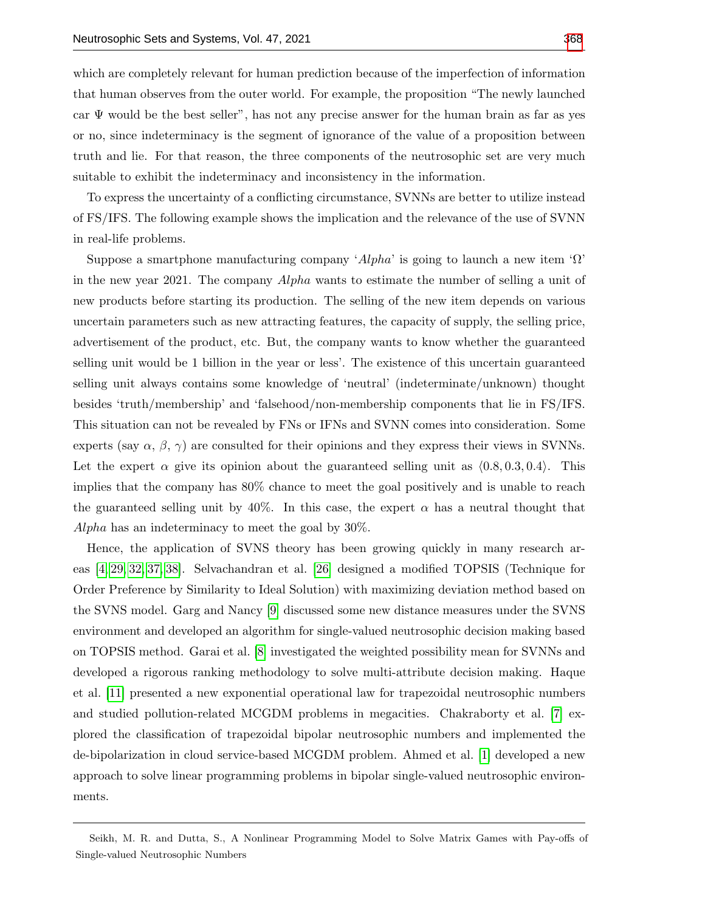which are completely relevant for human prediction because of the imperfection of information that human observes from the outer world. For example, the proposition "The newly launched car $\Psi$ would be the best seller", has not any precise answer for the human brain as far as yes or no, since indeterminacy is the segment of ignorance of the value of a proposition between truth and lie. For that reason, the three components of the neutrosophic set are very much suitable to exhibit the indeterminacy and inconsistency in the information.

To express the uncertainty of a conflicting circumstance, SVNNs are better to utilize instead of FS/IFS. The following example shows the implication and the relevance of the use of SVNN in real-life problems.

Suppose a smartphone manufacturing company '*Alpha*' is going to launch a new item '$\Omega$' in the new year 2021. The company *Alpha* wants to estimate the number of selling a unit of new products before starting its production. The selling of the new item depends on various uncertain parameters such as new attracting features, the capacity of supply, the selling price, advertisement of the product, etc. But, the company wants to know whether the guaranteed selling unit would be 1 billion in the year or less'. The existence of this uncertain guaranteed selling unit always contains some knowledge of 'neutral' (indeterminate/unknown) thought besides 'truth/membership' and 'falsehood/non-membership components that lie in FS/IFS. This situation can not be revealed by FNs or IFNs and SVNN comes into consideration. Some experts (say $\alpha$, $\beta$, $\gamma$) are consulted for their opinions and they express their views in SVNNs. Let the expert $\alpha$ give its opinion about the guaranteed selling unit as $\langle 0.8, 0.3, 0.4\rangle$. This implies that the company has 80% chance to meet the goal positively and is unable to reach the guaranteed selling unit by 40%. In this case, the expert $\alpha$ has a neutral thought that *Alpha* has an indeterminacy to meet the goal by 30%.

Hence, the application of SVNS theory has been growing quickly in many research areas [4, 29, 32, 37, 38]. Selvachandran et al. [26] designed a modified TOPSIS (Technique for Order Preference by Similarity to Ideal Solution) with maximizing deviation method based on the SVNS model. Garg and Nancy [9] discussed some new distance measures under the SVNS environment and developed an algorithm for single-valued neutrosophic decision making based on TOPSIS method. Garai et al. [8] investigated the weighted possibility mean for SVNNs and developed a rigorous ranking methodology to solve multi-attribute decision making. Haque et al. [11] presented a new exponential operational law for trapezoidal neutrosophic numbers and studied pollution-related MCGDM problems in megacities. Chakraborty et al. [7] explored the classification of trapezoidal bipolar neutrosophic numbers and implemented the de-bipolarization in cloud service-based MCGDM problem. Ahmed et al. [1] developed a new approach to solve linear programming problems in bipolar single-valued neutrosophic environments.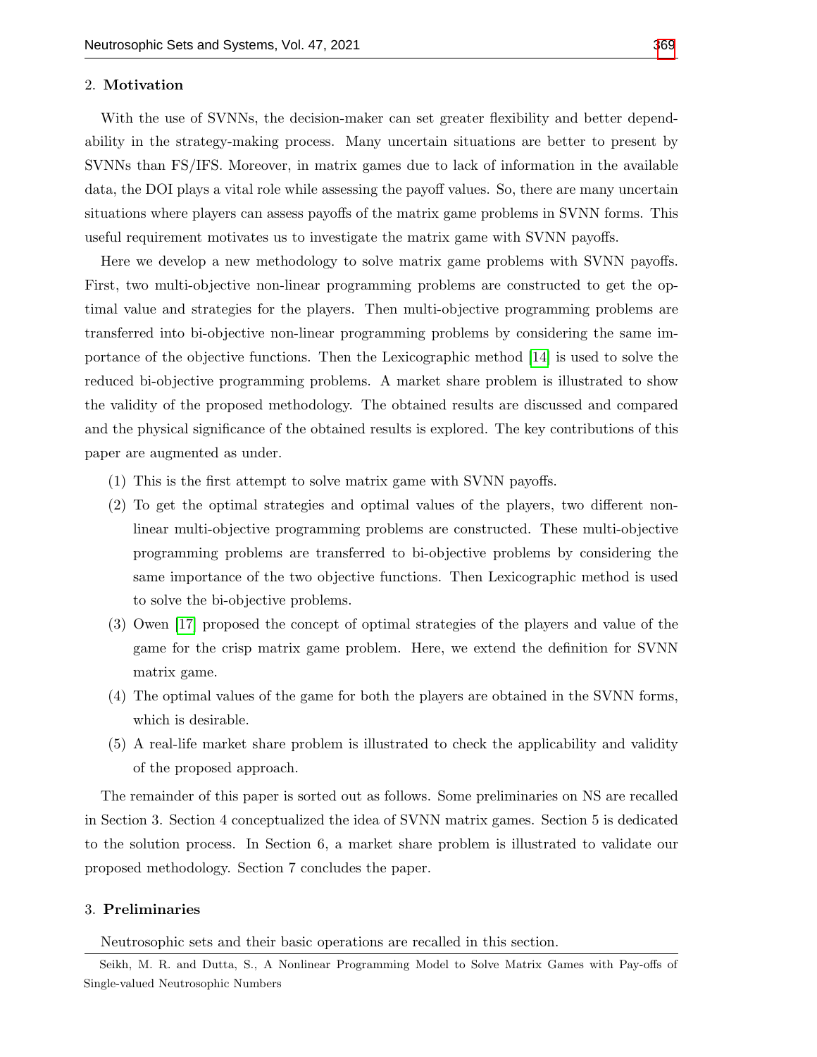## 2. **Motivation**

With the use of SVNNs, the decision-maker can set greater flexibility and better dependability in the strategy-making process. Many uncertain situations are better to present by SVNNs than FS/IFS. Moreover, in matrix games due to lack of information in the available data, the DOI plays a vital role while assessing the payoff values. So, there are many uncertain situations where players can assess payoffs of the matrix game problems in SVNN forms. This useful requirement motivates us to investigate the matrix game with SVNN payoffs.

Here we develop a new methodology to solve matrix game problems with SVNN payoffs. First, two multi-objective non-linear programming problems are constructed to get the optimal value and strategies for the players. Then multi-objective programming problems are transferred into bi-objective non-linear programming problems by considering the same importance of the objective functions. Then the Lexicographic method [14] is used to solve the reduced bi-objective programming problems. A market share problem is illustrated to show the validity of the proposed methodology. The obtained results are discussed and compared and the physical significance of the obtained results is explored. The key contributions of this paper are augmented as under.

(1) This is the first attempt to solve matrix game with SVNN payoffs.

(2) To get the optimal strategies and optimal values of the players, two different non-linear multi-objective programming problems are constructed. These multi-objective programming problems are transferred to bi-objective problems by considering the same importance of the two objective functions. Then Lexicographic method is used to solve the bi-objective problems.

(3) Owen [17] proposed the concept of optimal strategies of the players and value of the game for the crisp matrix game problem. Here, we extend the definition for SVNN matrix game.

(4) The optimal values of the game for both the players are obtained in the SVNN forms, which is desirable.

(5) A real-life market share problem is illustrated to check the applicability and validity of the proposed approach.

The remainder of this paper is sorted out as follows. Some preliminaries on NS are recalled in Section 3. Section 4 conceptualized the idea of SVNN matrix games. Section 5 is dedicated to the solution process. In Section 6, a market share problem is illustrated to validate our proposed methodology. Section 7 concludes the paper.

## 3. **Preliminaries**

Neutrosophic sets and their basic operations are recalled in this section.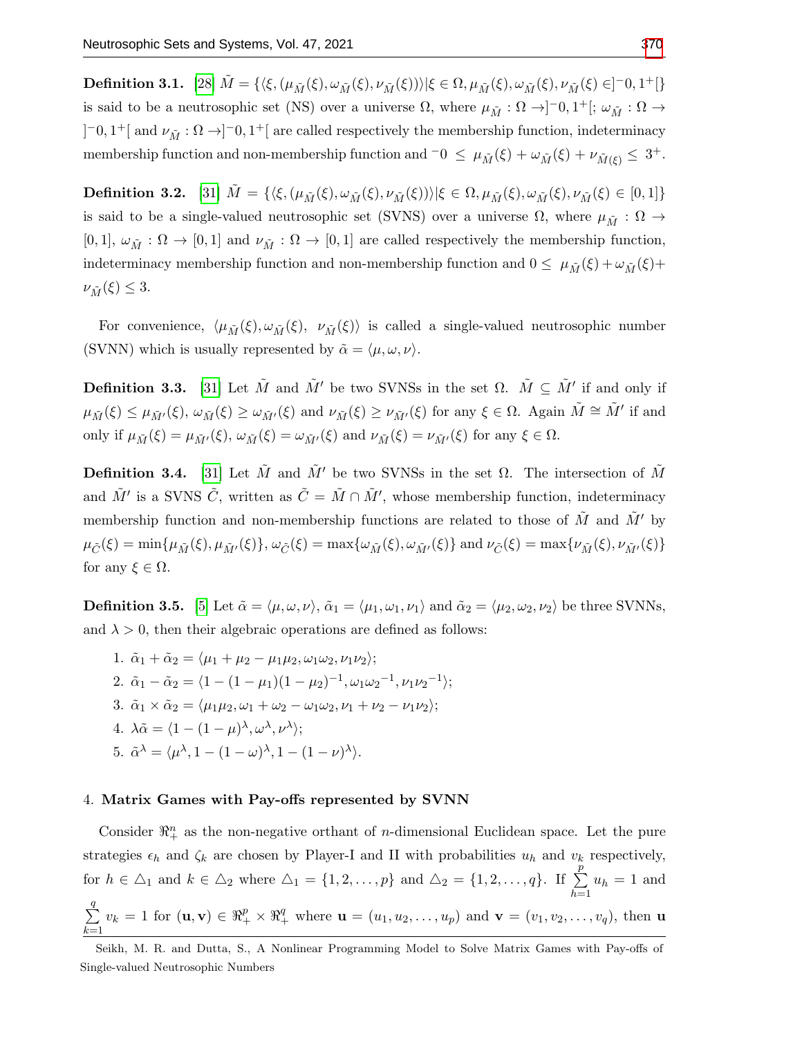**Definition 3.1.** [28] $\tilde{M} = \{\langle \xi, (\mu_{\tilde{M}}(\xi), \omega_{\tilde{M}}(\xi), \nu_{\tilde{M}}(\xi))\rangle | \xi \in \Omega, \mu_{\tilde{M}}(\xi), \omega_{\tilde{M}}(\xi), \nu_{\tilde{M}}(\xi) \in ]^{-}0, 1^{+}[\}$ is said to be a neutrosophic set (NS) over a universe $\Omega$, where $\mu_{\tilde{M}} : \Omega \to ]^{-}0, 1^{+}[$; $\omega_{\tilde{M}} : \Omega \to ]^{-}0, 1^{+}[$ and $\nu_{\tilde{M}} : \Omega \to ]^{-}0, 1^{+}[$ are called respectively the membership function, indeterminacy membership function and non-membership function and ${}^{-}0 \leq \mu_{\tilde{M}}(\xi) + \omega_{\tilde{M}}(\xi) + \nu_{\tilde{M}(\xi)} \leq 3^{+}$.

**Definition 3.2.** [31] $\tilde{M} = \{\langle \xi, (\mu_{\tilde{M}}(\xi), \omega_{\tilde{M}}(\xi), \nu_{\tilde{M}}(\xi))\rangle | \xi \in \Omega, \mu_{\tilde{M}}(\xi), \omega_{\tilde{M}}(\xi), \nu_{\tilde{M}}(\xi) \in [0, 1]\}$ is said to be a single-valued neutrosophic set (SVNS) over a universe $\Omega$, where $\mu_{\tilde{M}} : \Omega \to [0, 1]$, $\omega_{\tilde{M}} : \Omega \to [0, 1]$ and $\nu_{\tilde{M}} : \Omega \to [0, 1]$ are called respectively the membership function, indeterminacy membership function and non-membership function and $0 \leq \mu_{\tilde{M}}(\xi) + \omega_{\tilde{M}}(\xi) + \nu_{\tilde{M}}(\xi) \leq 3$.

For convenience, $\langle \mu_{\tilde{M}}(\xi), \omega_{\tilde{M}}(\xi), \nu_{\tilde{M}}(\xi)\rangle$ is called a single-valued neutrosophic number (SVNN) which is usually represented by $\tilde{\alpha} = \langle \mu, \omega, \nu\rangle$.

**Definition 3.3.** [31] Let $\tilde{M}$ and $\tilde{M}'$ be two SVNSs in the set $\Omega$. $\tilde{M} \subseteq \tilde{M}'$ if and only if $\mu_{\tilde{M}}(\xi) \leq \mu_{\tilde{M}'}(\xi)$, $\omega_{\tilde{M}}(\xi) \geq \omega_{\tilde{M}'}(\xi)$ and $\nu_{\tilde{M}}(\xi) \geq \nu_{\tilde{M}'}(\xi)$ for any $\xi \in \Omega$. Again $\tilde{M} \cong \tilde{M}'$ if and only if $\mu_{\tilde{M}}(\xi) = \mu_{\tilde{M}'}(\xi)$, $\omega_{\tilde{M}}(\xi) = \omega_{\tilde{M}'}(\xi)$ and $\nu_{\tilde{M}}(\xi) = \nu_{\tilde{M}'}(\xi)$ for any $\xi \in \Omega$.

**Definition 3.4.** [31] Let $\tilde{M}$ and $\tilde{M}'$ be two SVNSs in the set $\Omega$. The intersection of $\tilde{M}$ and $\tilde{M}'$ is a SVNS $\tilde{C}$, written as $\tilde{C} = \tilde{M} \cap \tilde{M}'$, whose membership function, indeterminacy membership function and non-membership functions are related to those of $\tilde{M}$ and $\tilde{M}'$ by $\mu_{\tilde{C}}(\xi) = \min\{\mu_{\tilde{M}}(\xi), \mu_{\tilde{M}'}(\xi)\}$, $\omega_{\tilde{C}}(\xi) = \max\{\omega_{\tilde{M}}(\xi), \omega_{\tilde{M}'}(\xi)\}$ and $\nu_{\tilde{C}}(\xi) = \max\{\nu_{\tilde{M}}(\xi), \nu_{\tilde{M}'}(\xi)\}$ for any $\xi \in \Omega$.

**Definition 3.5.** [5] Let $\tilde{\alpha} = \langle \mu, \omega, \nu\rangle$, $\tilde{\alpha}_1 = \langle \mu_1, \omega_1, \nu_1\rangle$ and $\tilde{\alpha}_2 = \langle \mu_2, \omega_2, \nu_2\rangle$ be three SVNNs, and $\lambda > 0$, then their algebraic operations are defined as follows:

1. $\tilde{\alpha}_1 + \tilde{\alpha}_2 = \langle \mu_1 + \mu_2 - \mu_1\mu_2, \omega_1\omega_2, \nu_1\nu_2\rangle$;
2. $\tilde{\alpha}_1 - \tilde{\alpha}_2 = \langle 1 - (1 - \mu_1)(1 - \mu_2)^{-1}, \omega_1{\omega_2}^{-1}, \nu_1{\nu_2}^{-1}\rangle$;
3. $\tilde{\alpha}_1 \times \tilde{\alpha}_2 = \langle \mu_1\mu_2, \omega_1 + \omega_2 - \omega_1\omega_2, \nu_1 + \nu_2 - \nu_1\nu_2\rangle$;
4. $\lambda\tilde{\alpha} = \langle 1 - (1 - \mu)^{\lambda}, \omega^{\lambda}, \nu^{\lambda}\rangle$;
5. $\tilde{\alpha}^{\lambda} = \langle \mu^{\lambda}, 1 - (1 - \omega)^{\lambda}, 1 - (1 - \nu)^{\lambda}\rangle$.

## 4. Matrix Games with Pay-offs represented by SVNN

Consider $\Re^n_+$ as the non-negative orthant of $n$-dimensional Euclidean space. Let the pure strategies $\epsilon_h$ and $\zeta_k$ are chosen by Player-I and II with probabilities $u_h$ and $v_k$ respectively, for $h \in \triangle_1$ and $k \in \triangle_2$ where $\triangle_1 = \{1, 2, \ldots, p\}$ and $\triangle_2 = \{1, 2, \ldots, q\}$. If $\sum_{h=1}^{p} u_h = 1$ and $\sum_{k=1}^{q} v_k = 1$ for $(\mathbf{u}, \mathbf{v}) \in \Re^p_+ \times \Re^q_+$ where $\mathbf{u} = (u_1, u_2, \ldots, u_p)$ and $\mathbf{v} = (v_1, v_2, \ldots, v_q)$, then $\mathbf{u}$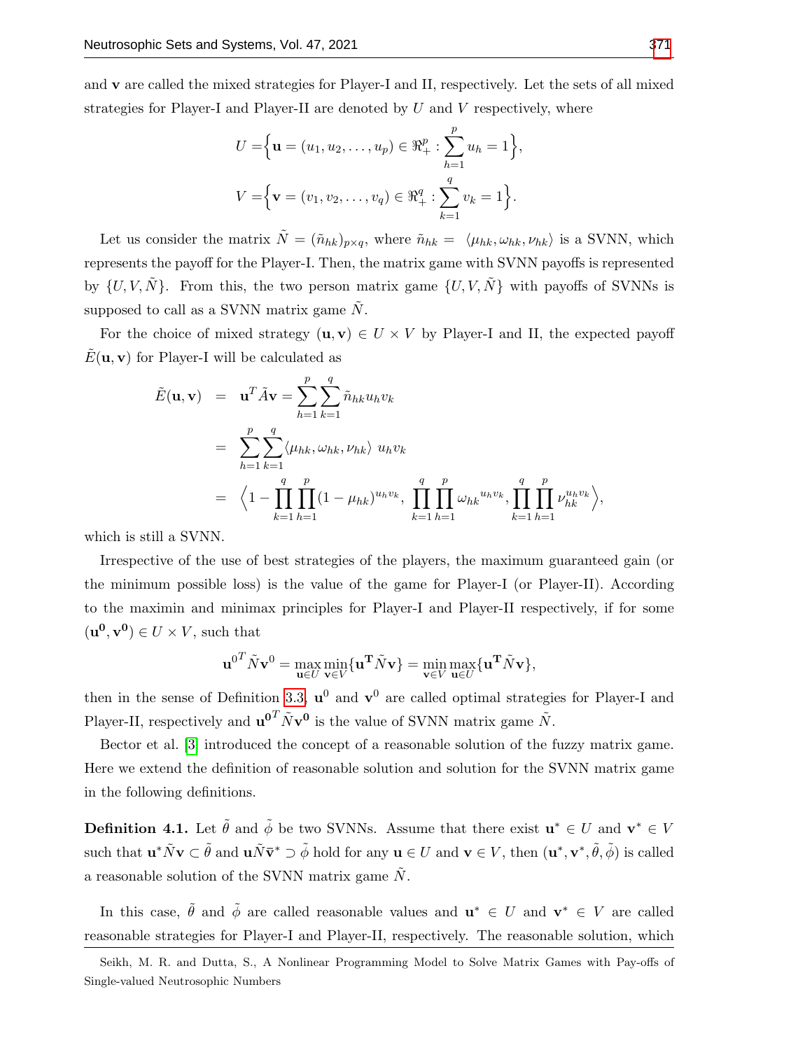and $\mathbf{v}$ are called the mixed strategies for Player-I and II, respectively. Let the sets of all mixed strategies for Player-I and Player-II are denoted by $U$ and $V$ respectively, where

$$U = \Big\{\mathbf{u} = (u_1, u_2, \ldots, u_p) \in \Re^p_+ : \sum_{h=1}^{p} u_h = 1\Big\},$$
$$V = \Big\{\mathbf{v} = (v_1, v_2, \ldots, v_q) \in \Re^q_+ : \sum_{k=1}^{q} v_k = 1\Big\}.$$

Let us consider the matrix $\tilde{N} = (\tilde{n}_{hk})_{p\times q}$, where $\tilde{n}_{hk} = \langle \mu_{hk}, \omega_{hk}, \nu_{hk}\rangle$ is a SVNN, which represents the payoff for the Player-I. Then, the matrix game with SVNN payoffs is represented by $\{U, V, \tilde{N}\}$. From this, the two person matrix game $\{U, V, \tilde{N}\}$ with payoffs of SVNNs is supposed to call as a SVNN matrix game $\tilde{N}$.

For the choice of mixed strategy $(\mathbf{u}, \mathbf{v}) \in U \times V$ by Player-I and II, the expected payoff $\tilde{E}(\mathbf{u}, \mathbf{v})$ for Player-I will be calculated as

$$\begin{aligned}
\tilde{E}(\mathbf{u}, \mathbf{v}) &= \mathbf{u}^T \tilde{A} \mathbf{v} = \sum_{h=1}^{p}\sum_{k=1}^{q} \tilde{n}_{hk} u_h v_k \\
&= \sum_{h=1}^{p}\sum_{k=1}^{q} \langle \mu_{hk}, \omega_{hk}, \nu_{hk}\rangle \ u_h v_k \\
&= \Big\langle 1 - \prod_{k=1}^{q}\prod_{h=1}^{p} (1-\mu_{hk})^{u_h v_k},\ \prod_{k=1}^{q}\prod_{h=1}^{p} {\omega_{hk}}^{u_h v_k}, \prod_{k=1}^{q}\prod_{h=1}^{p} \nu_{hk}^{u_h v_k}\Big\rangle,
\end{aligned}$$

which is still a SVNN.

Irrespective of the use of best strategies of the players, the maximum guaranteed gain (or the minimum possible loss) is the value of the game for Player-I (or Player-II). According to the maximin and minimax principles for Player-I and Player-II respectively, if for some $(\mathbf{u^0}, \mathbf{v^0}) \in U \times V$, such that

$$\mathbf{u}^{0^T} \tilde{N} \mathbf{v}^0 = \max_{\mathbf{u}\in U} \min_{\mathbf{v}\in V} \{\mathbf{u^T} \tilde{N} \mathbf{v}\} = \min_{\mathbf{v}\in V} \max_{\mathbf{u}\in U} \{\mathbf{u^T} \tilde{N} \mathbf{v}\},$$

then in the sense of Definition 3.3, $\mathbf{u}^0$ and $\mathbf{v}^0$ are called optimal strategies for Player-I and Player-II, respectively and $\mathbf{u^0}^T \tilde{N} \mathbf{v^0}$ is the value of SVNN matrix game $\tilde{N}$.

Bector et al. [3] introduced the concept of a reasonable solution of the fuzzy matrix game. Here we extend the definition of reasonable solution and solution for the SVNN matrix game in the following definitions.

**Definition 4.1.** Let $\tilde{\theta}$ and $\tilde{\phi}$ be two SVNNs. Assume that there exist $\mathbf{u}^* \in U$ and $\mathbf{v}^* \in V$ such that $\mathbf{u}^* \tilde{N} \mathbf{v} \subset \tilde{\theta}$ and $\mathbf{u} \tilde{N} \bar{\mathbf{v}}^* \supset \tilde{\phi}$ hold for any $\mathbf{u} \in U$ and $\mathbf{v} \in V$, then $(\mathbf{u}^*, \mathbf{v}^*, \tilde{\theta}, \tilde{\phi})$ is called a reasonable solution of the SVNN matrix game $\tilde{N}$.

In this case, $\tilde{\theta}$ and $\tilde{\phi}$ are called reasonable values and $\mathbf{u}^* \in U$ and $\mathbf{v}^* \in V$ are called reasonable strategies for Player-I and Player-II, respectively. The reasonable solution, which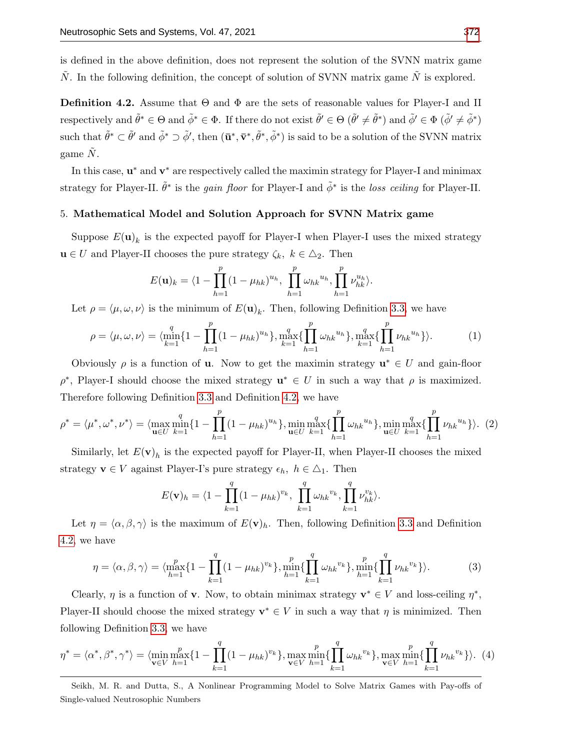is defined in the above definition, does not represent the solution of the SVNN matrix game $\tilde{N}$. In the following definition, the concept of solution of SVNN matrix game $\tilde{N}$ is explored.

**Definition 4.2.** Assume that $\Theta$ and $\Phi$ are the sets of reasonable values for Player-I and II respectively and $\tilde{\theta}^* \in \Theta$ and $\tilde{\phi}^* \in \Phi$. If there do not exist $\tilde{\theta}' \in \Theta$ $(\tilde{\theta}' \neq \tilde{\theta}^*)$ and $\tilde{\phi}' \in \Phi$ $(\tilde{\phi}' \neq \tilde{\phi}^*)$ such that $\tilde{\theta}^* \subset \tilde{\theta}'$ and $\tilde{\phi}^* \supset \tilde{\phi}'$, then $(\bar{\mathbf{u}}^*, \bar{\mathbf{v}}^*, \tilde{\theta}^*, \tilde{\phi}^*)$ is said to be a solution of the SVNN matrix game $\tilde{N}$.

In this case, $\mathbf{u}^*$ and $\mathbf{v}^*$ are respectively called the maximin strategy for Player-I and minimax strategy for Player-II. $\tilde{\theta}^*$ is the *gain floor* for Player-I and $\tilde{\phi}^*$ is the *loss ceiling* for Player-II.

## 5. Mathematical Model and Solution Approach for SVNN Matrix game

Suppose $E(\mathbf{u})_k$ is the expected payoff for Player-I when Player-I uses the mixed strategy $\mathbf{u} \in U$ and Player-II chooses the pure strategy $\zeta_k$, $k \in \triangle_2$. Then

$$E(\mathbf{u})_k = \langle 1 - \prod_{h=1}^{p} (1-\mu_{hk})^{u_h},\ \prod_{h=1}^{p} {\omega_{hk}}^{u_h}, \prod_{h=1}^{p} \nu_{hk}^{u_h} \rangle.$$

Let $\rho = \langle \mu, \omega, \nu \rangle$ is the minimum of $E(\mathbf{u})_k$. Then, following Definition 3.3, we have

$$\rho = \langle \mu, \omega, \nu \rangle = \langle \min_{k=1}^{q} \{1 - \prod_{h=1}^{p} (1-\mu_{hk})^{u_h}\}, \max_{k=1}^{q} \{\prod_{h=1}^{p} {\omega_{hk}}^{u_h}\}, \max_{k=1}^{q} \{\prod_{h=1}^{p} {\nu_{hk}}^{u_h}\} \rangle. \quad (1)$$

Obviously $\rho$ is a function of $\mathbf{u}$. Now to get the maximin strategy $\mathbf{u}^* \in U$ and gain-floor $\rho^*$, Player-I should choose the mixed strategy $\mathbf{u}^* \in U$ in such a way that $\rho$ is maximized. Therefore following Definition 3.3 and Definition 4.2, we have

$$\rho^* = \langle \mu^*, \omega^*, \nu^* \rangle = \langle \max_{\mathbf{u} \in U} \min_{k=1}^{q} \{1 - \prod_{h=1}^{p} (1-\mu_{hk})^{u_h}\}, \min_{\mathbf{u} \in U} \max_{k=1}^{q} \{\prod_{h=1}^{p} {\omega_{hk}}^{u_h}\}, \min_{\mathbf{u} \in U} \max_{k=1}^{q} \{\prod_{h=1}^{p} {\nu_{hk}}^{u_h}\} \rangle. \quad (2)$$

Similarly, let $E(\mathbf{v})_h$ is the expected payoff for Player-II, when Player-II chooses the mixed strategy $\mathbf{v} \in V$ against Player-I's pure strategy $\epsilon_h$, $h \in \triangle_1$. Then

$$E(\mathbf{v})_h = \langle 1 - \prod_{k=1}^{q} (1-\mu_{hk})^{v_k},\ \prod_{k=1}^{q} {\omega_{hk}}^{v_k}, \prod_{k=1}^{q} \nu_{hk}^{v_k} \rangle.$$

Let $\eta = \langle \alpha, \beta, \gamma \rangle$ is the maximum of $E(\mathbf{v})_h$. Then, following Definition 3.3 and Definition 4.2, we have

$$\eta = \langle \alpha, \beta, \gamma \rangle = \langle \max_{h=1}^{p} \{1 - \prod_{k=1}^{q} (1-\mu_{hk})^{v_k}\}, \min_{h=1}^{p} \{\prod_{k=1}^{q} {\omega_{hk}}^{v_k}\}, \min_{h=1}^{p} \{\prod_{k=1}^{q} {\nu_{hk}}^{v_k}\} \rangle. \quad (3)$$

Clearly, $\eta$ is a function of $\mathbf{v}$. Now, to obtain minimax strategy $\mathbf{v}^* \in V$ and loss-ceiling $\eta^*$, Player-II should choose the mixed strategy $\mathbf{v}^* \in V$ in such a way that $\eta$ is minimized. Then following Definition 3.3, we have

$$\eta^* = \langle \alpha^*, \beta^*, \gamma^* \rangle = \langle \min_{\mathbf{v} \in V} \max_{h=1}^{p} \{1 - \prod_{k=1}^{q} (1-\mu_{hk})^{v_k}\}, \max_{\mathbf{v} \in V} \min_{h=1}^{p} \{\prod_{k=1}^{q} {\omega_{hk}}^{v_k}\}, \max_{\mathbf{v} \in V} \min_{h=1}^{p} \{\prod_{k=1}^{q} {\nu_{hk}}^{v_k}\} \rangle. \quad (4)$$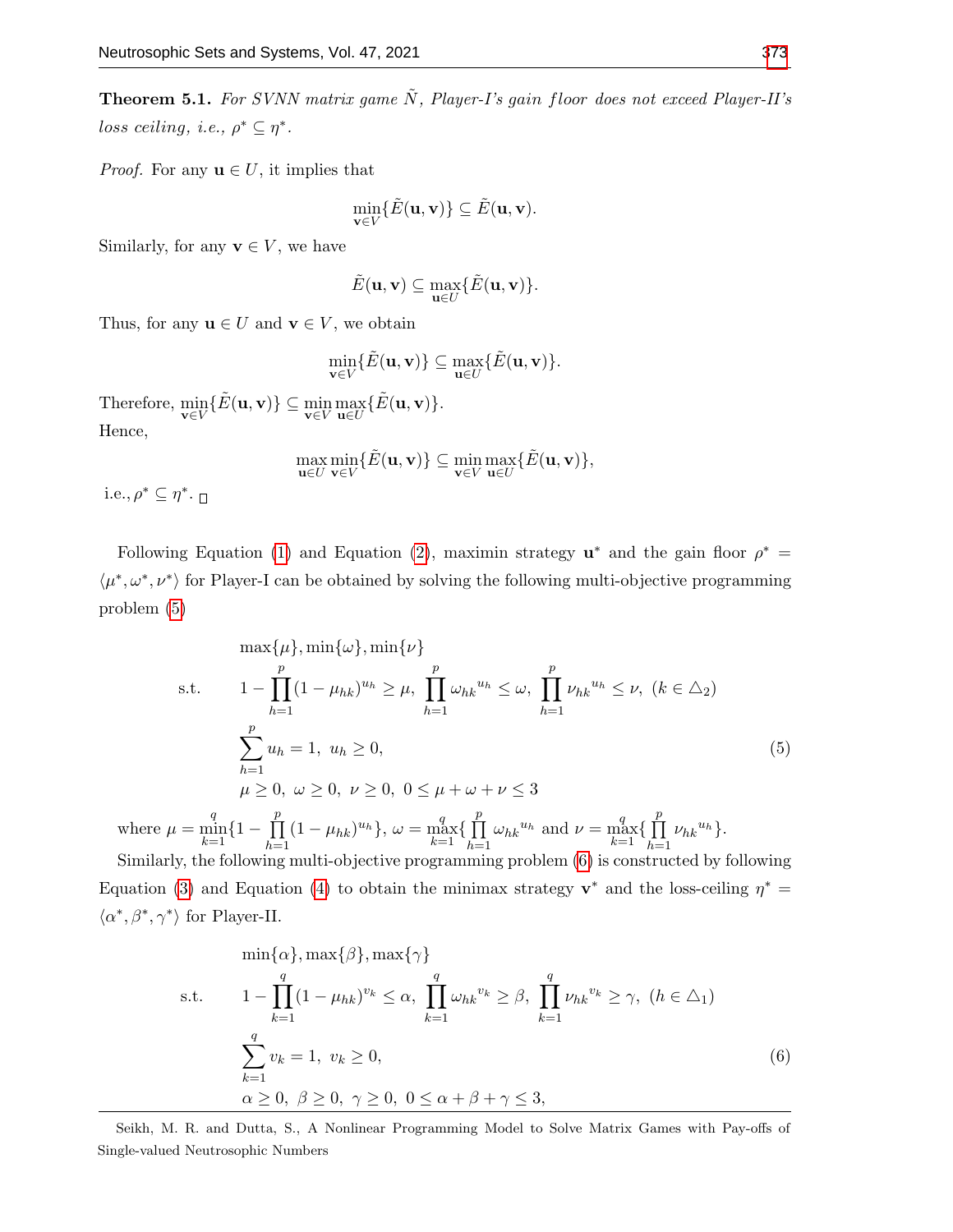**Theorem 5.1.** *For SVNN matrix game $\tilde{N}$, Player-I's gain floor does not exceed Player-II's loss ceiling, i.e., $\rho^* \subseteq \eta^*$.*

*Proof.* For any $\mathbf{u} \in U$, it implies that

$$\min_{\mathbf{v}\in V}\{\tilde{E}(\mathbf{u},\mathbf{v})\} \subseteq \tilde{E}(\mathbf{u},\mathbf{v}).$$

Similarly, for any $\mathbf{v} \in V$, we have

$$\tilde{E}(\mathbf{u},\mathbf{v}) \subseteq \max_{\mathbf{u}\in U}\{\tilde{E}(\mathbf{u},\mathbf{v})\}.$$

Thus, for any $\mathbf{u} \in U$ and $\mathbf{v} \in V$, we obtain

$$\min_{\mathbf{v}\in V}\{\tilde{E}(\mathbf{u},\mathbf{v})\} \subseteq \max_{\mathbf{u}\in U}\{\tilde{E}(\mathbf{u},\mathbf{v})\}.$$

Therefore, $\min_{\mathbf{v}\in V}\{\tilde{E}(\mathbf{u},\mathbf{v})\} \subseteq \min_{\mathbf{v}\in V}\max_{\mathbf{u}\in U}\{\tilde{E}(\mathbf{u},\mathbf{v})\}$.
Hence,

$$\max_{\mathbf{u}\in U}\min_{\mathbf{v}\in V}\{\tilde{E}(\mathbf{u},\mathbf{v})\} \subseteq \min_{\mathbf{v}\in V}\max_{\mathbf{u}\in U}\{\tilde{E}(\mathbf{u},\mathbf{v})\},$$

i.e., $\rho^* \subseteq \eta^*$. □

Following Equation (1) and Equation (2), maximin strategy $\mathbf{u}^*$ and the gain floor $\rho^* = \langle \mu^*, \omega^*, \nu^* \rangle$ for Player-I can be obtained by solving the following multi-objective programming problem (5)

$$\begin{aligned}
&\max\{\mu\}, \min\{\omega\}, \min\{\nu\} \\
\text{s.t.} \quad & 1 - \prod_{h=1}^{p}(1-\mu_{hk})^{u_h} \geq \mu,\ \prod_{h=1}^{p}{\omega_{hk}}^{u_h} \leq \omega,\ \prod_{h=1}^{p}{\nu_{hk}}^{u_h} \leq \nu,\ (k \in \triangle_2) \\
& \sum_{h=1}^{p} u_h = 1,\ u_h \geq 0, \\
& \mu \geq 0,\ \omega \geq 0,\ \nu \geq 0,\ 0 \leq \mu+\omega+\nu \leq 3
\end{aligned} \tag{5}$$

where $\mu = \min_{k=1}^{q}\{1 - \prod_{h=1}^{p}(1-\mu_{hk})^{u_h}\}$, $\omega = \max_{k=1}^{q}\{\prod_{h=1}^{p}{\omega_{hk}}^{u_h}$ and $\nu = \max_{k=1}^{q}\{\prod_{h=1}^{p}{\nu_{hk}}^{u_h}\}$.

Similarly, the following multi-objective programming problem (6) is constructed by following Equation (3) and Equation (4) to obtain the minimax strategy $\mathbf{v}^*$ and the loss-ceiling $\eta^* = \langle \alpha^*, \beta^*, \gamma^* \rangle$ for Player-II.

$$\begin{aligned}
&\min\{\alpha\}, \max\{\beta\}, \max\{\gamma\} \\
\text{s.t.} \quad & 1 - \prod_{k=1}^{q}(1-\mu_{hk})^{v_k} \leq \alpha,\ \prod_{k=1}^{q}{\omega_{hk}}^{v_k} \geq \beta,\ \prod_{k=1}^{q}{\nu_{hk}}^{v_k} \geq \gamma,\ (h \in \triangle_1) \\
& \sum_{k=1}^{q} v_k = 1,\ v_k \geq 0, \\
& \alpha \geq 0,\ \beta \geq 0,\ \gamma \geq 0,\ 0 \leq \alpha+\beta+\gamma \leq 3,
\end{aligned} \tag{6}$$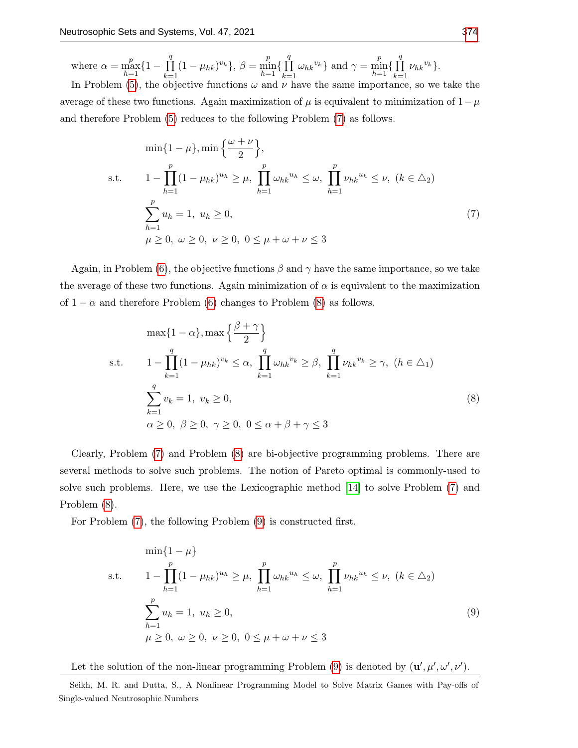where $\alpha = \max\limits_{h=1}^{p}\{1 - \prod\limits_{k=1}^{q}(1-\mu_{hk})^{v_k}\}$, $\beta = \min\limits_{h=1}^{p}\{\prod\limits_{k=1}^{q}{\omega_{hk}}^{v_k}\}$ and $\gamma = \min\limits_{h=1}^{p}\{\prod\limits_{k=1}^{q}{\nu_{hk}}^{v_k}\}$.

In Problem (5), the objective functions $\omega$ and $\nu$ have the same importance, so we take the average of these two functions. Again maximization of $\mu$ is equivalent to minimization of $1-\mu$ and therefore Problem (5) reduces to the following Problem (7) as follows.

$$
\begin{aligned}
& \min\{1-\mu\}, \min\left\{\frac{\omega+\nu}{2}\right\}, \\
\text{s.t.} \quad & 1-\prod_{h=1}^{p}(1-\mu_{hk})^{u_h} \geq \mu,\ \prod_{h=1}^{p}{\omega_{hk}}^{u_h} \leq \omega,\ \prod_{h=1}^{p}{\nu_{hk}}^{u_h} \leq \nu,\ (k \in \triangle_2) \\
& \sum_{h=1}^{p} u_h = 1,\ u_h \geq 0, \\
& \mu \geq 0,\ \omega \geq 0,\ \nu \geq 0,\ 0 \leq \mu+\omega+\nu \leq 3
\end{aligned}
\tag{7}
$$

Again, in Problem (6), the objective functions $\beta$ and $\gamma$ have the same importance, so we take the average of these two functions. Again minimization of $\alpha$ is equivalent to the maximization of $1-\alpha$ and therefore Problem (6) changes to Problem (8) as follows.

$$
\begin{aligned}
& \max\{1-\alpha\}, \max\left\{\frac{\beta+\gamma}{2}\right\} \\
\text{s.t.} \quad & 1-\prod_{k=1}^{q}(1-\mu_{hk})^{v_k} \leq \alpha,\ \prod_{k=1}^{q}{\omega_{hk}}^{v_k} \geq \beta,\ \prod_{k=1}^{q}{\nu_{hk}}^{v_k} \geq \gamma,\ (h \in \triangle_1) \\
& \sum_{k=1}^{q} v_k = 1,\ v_k \geq 0, \\
& \alpha \geq 0,\ \beta \geq 0,\ \gamma \geq 0,\ 0 \leq \alpha+\beta+\gamma \leq 3
\end{aligned}
\tag{8}
$$

Clearly, Problem (7) and Problem (8) are bi-objective programming problems. There are several methods to solve such problems. The notion of Pareto optimal is commonly-used to solve such problems. Here, we use the Lexicographic method [14] to solve Problem (7) and Problem (8).

For Problem (7), the following Problem (9) is constructed first.

$$
\begin{aligned}
& \min\{1-\mu\} \\
\text{s.t.} \quad & 1-\prod_{h=1}^{p}(1-\mu_{hk})^{u_h} \geq \mu,\ \prod_{h=1}^{p}{\omega_{hk}}^{u_h} \leq \omega,\ \prod_{h=1}^{p}{\nu_{hk}}^{u_h} \leq \nu,\ (k \in \triangle_2) \\
& \sum_{h=1}^{p} u_h = 1,\ u_h \geq 0, \\
& \mu \geq 0,\ \omega \geq 0,\ \nu \geq 0,\ 0 \leq \mu+\omega+\nu \leq 3
\end{aligned}
\tag{9}
$$

Let the solution of the non-linear programming Problem (9) is denoted by $(\mathbf{u}', \mu', \omega', \nu')$.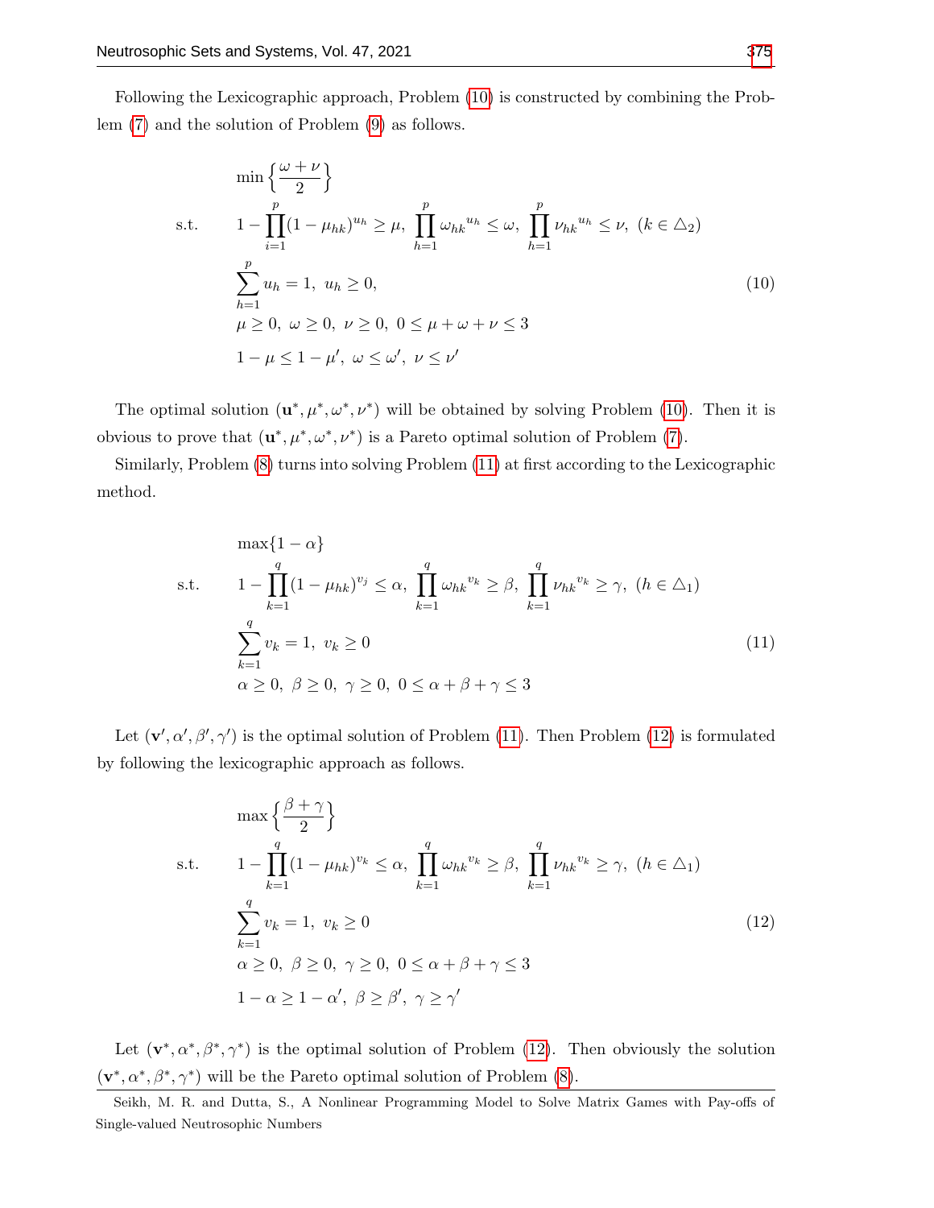Following the Lexicographic approach, Problem (10) is constructed by combining the Problem (7) and the solution of Problem (9) as follows.

$$
\begin{aligned}
& \min \left\{ \frac{\omega + \nu}{2} \right\} \\
\text{s.t.} \quad & 1 - \prod_{i=1}^{p} (1 - \mu_{hk})^{u_h} \geq \mu, \ \prod_{h=1}^{p} {\omega_{hk}}^{u_h} \leq \omega, \ \prod_{h=1}^{p} {\nu_{hk}}^{u_h} \leq \nu, \ (k \in \triangle_2) \\
& \sum_{h=1}^{p} u_h = 1, \ u_h \geq 0, \\
& \mu \geq 0, \ \omega \geq 0, \ \nu \geq 0, \ 0 \leq \mu + \omega + \nu \leq 3 \\
& 1 - \mu \leq 1 - \mu', \ \omega \leq \omega', \ \nu \leq \nu'
\end{aligned}
\tag{10}
$$

The optimal solution $(\mathbf{u}^*, \mu^*, \omega^*, \nu^*)$ will be obtained by solving Problem (10). Then it is obvious to prove that $(\mathbf{u}^*, \mu^*, \omega^*, \nu^*)$ is a Pareto optimal solution of Problem (7).

Similarly, Problem (8) turns into solving Problem (11) at first according to the Lexicographic method.

$$
\begin{aligned}
& \max \{1 - \alpha\} \\
\text{s.t.} \quad & 1 - \prod_{k=1}^{q} (1 - \mu_{hk})^{v_j} \leq \alpha, \ \prod_{k=1}^{q} {\omega_{hk}}^{v_k} \geq \beta, \ \prod_{k=1}^{q} {\nu_{hk}}^{v_k} \geq \gamma, \ (h \in \triangle_1) \\
& \sum_{k=1}^{q} v_k = 1, \ v_k \geq 0 \\
& \alpha \geq 0, \ \beta \geq 0, \ \gamma \geq 0, \ 0 \leq \alpha + \beta + \gamma \leq 3
\end{aligned}
\tag{11}
$$

Let $(\mathbf{v}', \alpha', \beta', \gamma')$ is the optimal solution of Problem (11). Then Problem (12) is formulated by following the lexicographic approach as follows.

$$
\begin{aligned}
& \max \left\{ \frac{\beta + \gamma}{2} \right\} \\
\text{s.t.} \quad & 1 - \prod_{k=1}^{q} (1 - \mu_{hk})^{v_k} \leq \alpha, \ \prod_{k=1}^{q} {\omega_{hk}}^{v_k} \geq \beta, \ \prod_{k=1}^{q} {\nu_{hk}}^{v_k} \geq \gamma, \ (h \in \triangle_1) \\
& \sum_{k=1}^{q} v_k = 1, \ v_k \geq 0 \\
& \alpha \geq 0, \ \beta \geq 0, \ \gamma \geq 0, \ 0 \leq \alpha + \beta + \gamma \leq 3 \\
& 1 - \alpha \geq 1 - \alpha', \ \beta \geq \beta', \ \gamma \geq \gamma'
\end{aligned}
\tag{12}
$$

Let $(\mathbf{v}^*, \alpha^*, \beta^*, \gamma^*)$ is the optimal solution of Problem (12). Then obviously the solution $(\mathbf{v}^*, \alpha^*, \beta^*, \gamma^*)$ will be the Pareto optimal solution of Problem (8).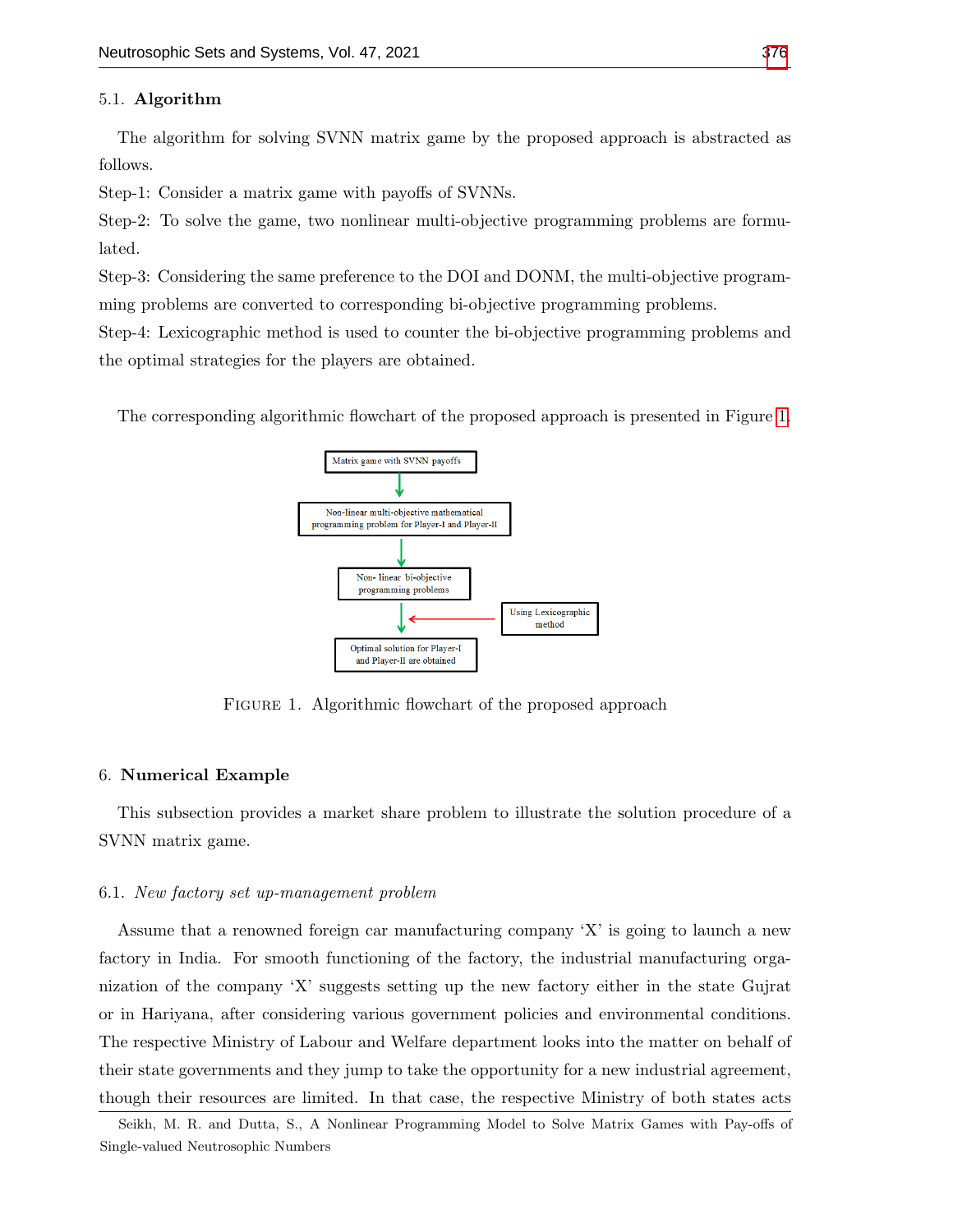### 5.1. Algorithm

The algorithm for solving SVNN matrix game by the proposed approach is abstracted as follows.

Step-1: Consider a matrix game with payoffs of SVNNs.

Step-2: To solve the game, two nonlinear multi-objective programming problems are formulated.

Step-3: Considering the same preference to the DOI and DONM, the multi-objective programming problems are converted to corresponding bi-objective programming problems.

Step-4: Lexicographic method is used to counter the bi-objective programming problems and the optimal strategies for the players are obtained.

The corresponding algorithmic flowchart of the proposed approach is presented in Figure 1.

Matrix game with SVNN payoffs → Non-linear multi-objective mathematical programming problem for Player-I and Player-II → Non- linear bi-objective programming problems → (Using Lexicographic method) → Optimal solution for Player-I and Player-II are obtained

Figure 1. Algorithmic flowchart of the proposed approach

## 6. Numerical Example

This subsection provides a market share problem to illustrate the solution procedure of a SVNN matrix game.

### 6.1. *New factory set up-management problem*

Assume that a renowned foreign car manufacturing company 'X' is going to launch a new factory in India. For smooth functioning of the factory, the industrial manufacturing organization of the company 'X' suggests setting up the new factory either in the state Gujrat or in Hariyana, after considering various government policies and environmental conditions. The respective Ministry of Labour and Welfare department looks into the matter on behalf of their state governments and they jump to take the opportunity for a new industrial agreement, though their resources are limited. In that case, the respective Ministry of both states acts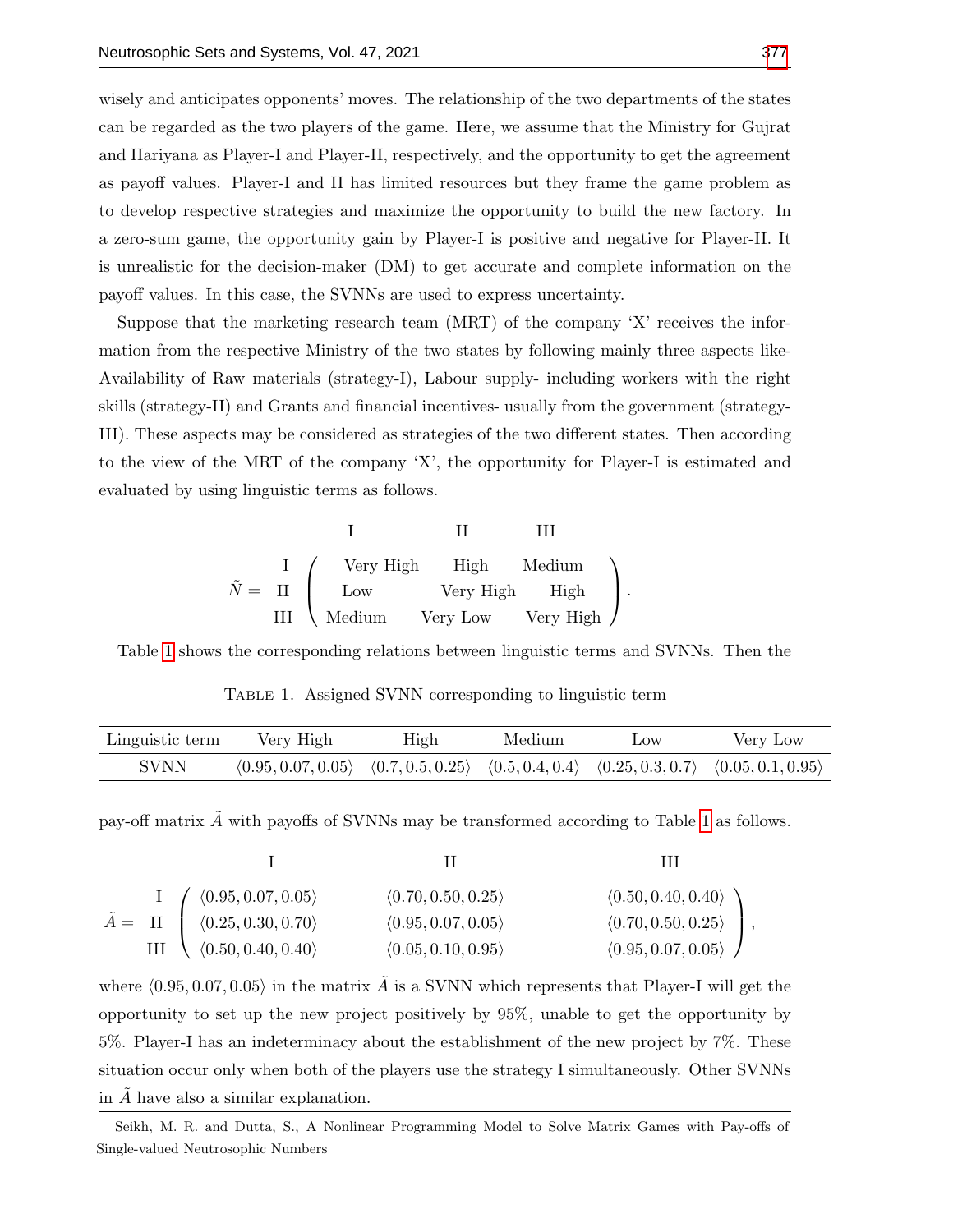wisely and anticipates opponents' moves. The relationship of the two departments of the states can be regarded as the two players of the game. Here, we assume that the Ministry for Gujrat and Hariyana as Player-I and Player-II, respectively, and the opportunity to get the agreement as payoff values. Player-I and II has limited resources but they frame the game problem as to develop respective strategies and maximize the opportunity to build the new factory. In a zero-sum game, the opportunity gain by Player-I is positive and negative for Player-II. It is unrealistic for the decision-maker (DM) to get accurate and complete information on the payoff values. In this case, the SVNNs are used to express uncertainty.

Suppose that the marketing research team (MRT) of the company 'X' receives the information from the respective Ministry of the two states by following mainly three aspects like- Availability of Raw materials (strategy-I), Labour supply- including workers with the right skills (strategy-II) and Grants and financial incentives- usually from the government (strategy-III). These aspects may be considered as strategies of the two different states. Then according to the view of the MRT of the company 'X', the opportunity for Player-I is estimated and evaluated by using linguistic terms as follows.

$$\tilde{N} = \begin{array}{c} \\ \text{I} \\ \text{II} \\ \text{III} \end{array} \begin{array}{c} \begin{array}{ccc} \text{I} & \text{II} & \text{III} \end{array} \\ \begin{pmatrix} \text{Very High} & \text{High} & \text{Medium} \\ \text{Low} & \text{Very High} & \text{High} \\ \text{Medium} & \text{Very Low} & \text{Very High} \end{pmatrix} \end{array}.$$

Table 1 shows the corresponding relations between linguistic terms and SVNNs. Then the

TABLE 1. Assigned SVNN corresponding to linguistic term

| Linguistic term | Very High | High | Medium | Low | Very Low |
|---|---|---|---|---|---|
| SVNN | $\langle 0.95, 0.07, 0.05\rangle$ | $\langle 0.7, 0.5, 0.25\rangle$ | $\langle 0.5, 0.4, 0.4\rangle$ | $\langle 0.25, 0.3, 0.7\rangle$ | $\langle 0.05, 0.1, 0.95\rangle$ |

pay-off matrix $\tilde{A}$ with payoffs of SVNNs may be transformed according to Table 1 as follows.

$$\tilde{A} = \begin{array}{c} \\ \text{I} \\ \text{II} \\ \text{III} \end{array} \begin{array}{c} \begin{array}{ccc} \text{I} & \text{II} & \text{III} \end{array} \\ \begin{pmatrix} \langle 0.95, 0.07, 0.05\rangle & \langle 0.70, 0.50, 0.25\rangle & \langle 0.50, 0.40, 0.40\rangle \\ \langle 0.25, 0.30, 0.70\rangle & \langle 0.95, 0.07, 0.05\rangle & \langle 0.70, 0.50, 0.25\rangle \\ \langle 0.50, 0.40, 0.40\rangle & \langle 0.05, 0.10, 0.95\rangle & \langle 0.95, 0.07, 0.05\rangle \end{pmatrix} \end{array},$$

where $\langle 0.95, 0.07, 0.05\rangle$ in the matrix $\tilde{A}$ is a SVNN which represents that Player-I will get the opportunity to set up the new project positively by 95%, unable to get the opportunity by 5%. Player-I has an indeterminacy about the establishment of the new project by 7%. These situation occur only when both of the players use the strategy I simultaneously. Other SVNNs in $\tilde{A}$ have also a similar explanation.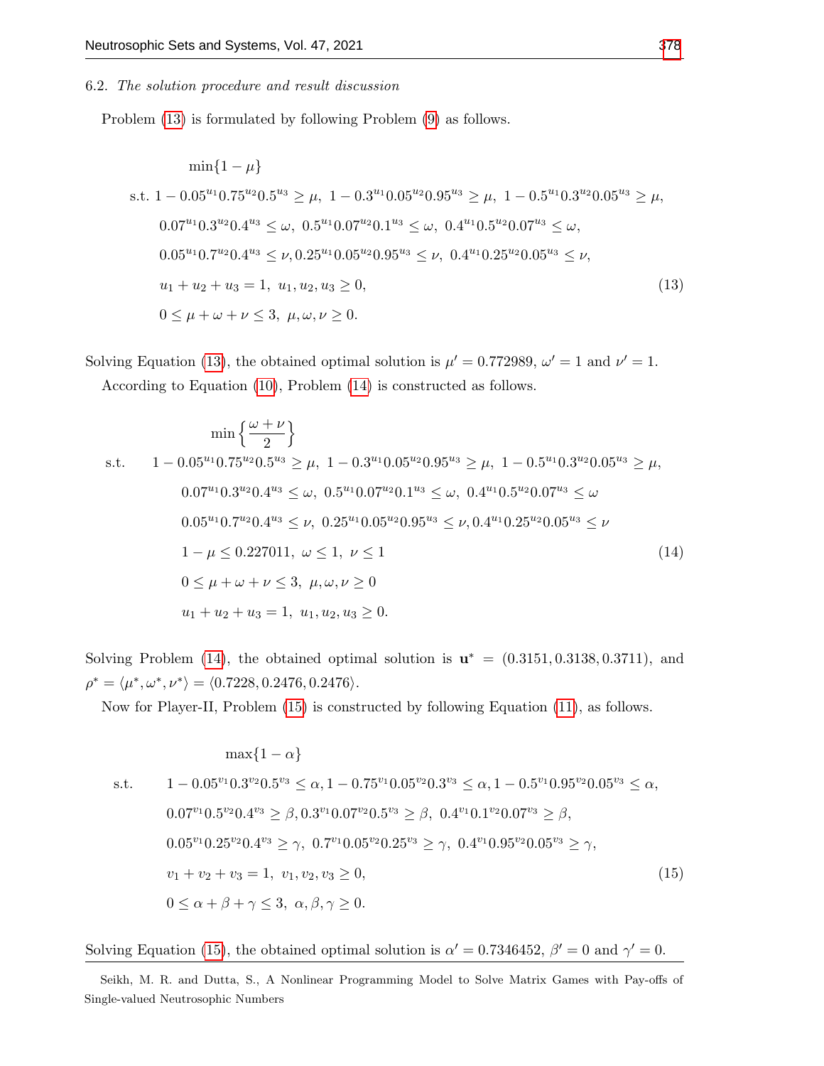6.2. *The solution procedure and result discussion*

Problem (13) is formulated by following Problem (9) as follows.

$$
\begin{aligned}
&\min\{1-\mu\} \\
\text{s.t. } & 1-0.05^{u_1}0.75^{u_2}0.5^{u_3}\geq \mu,\ 1-0.3^{u_1}0.05^{u_2}0.95^{u_3}\geq \mu,\ 1-0.5^{u_1}0.3^{u_2}0.05^{u_3}\geq \mu, \\
& 0.07^{u_1}0.3^{u_2}0.4^{u_3}\leq \omega,\ 0.5^{u_1}0.07^{u_2}0.1^{u_3}\leq \omega,\ 0.4^{u_1}0.5^{u_2}0.07^{u_3}\leq \omega, \\
& 0.05^{u_1}0.7^{u_2}0.4^{u_3}\leq \nu, 0.25^{u_1}0.05^{u_2}0.95^{u_3}\leq \nu,\ 0.4^{u_1}0.25^{u_2}0.05^{u_3}\leq \nu, \\
& u_1+u_2+u_3=1,\ u_1,u_2,u_3\geq 0, \\
& 0\leq \mu+\omega+\nu\leq 3,\ \mu,\omega,\nu\geq 0.
\end{aligned}
\tag{13}
$$

Solving Equation (13), the obtained optimal solution is $\mu'=0.772989$, $\omega'=1$ and $\nu'=1$.

According to Equation (10), Problem (14) is constructed as follows.

$$
\begin{aligned}
&\min\left\{\frac{\omega+\nu}{2}\right\} \\
\text{s.t.}\quad & 1-0.05^{u_1}0.75^{u_2}0.5^{u_3}\geq \mu,\ 1-0.3^{u_1}0.05^{u_2}0.95^{u_3}\geq \mu,\ 1-0.5^{u_1}0.3^{u_2}0.05^{u_3}\geq \mu, \\
& 0.07^{u_1}0.3^{u_2}0.4^{u_3}\leq \omega,\ 0.5^{u_1}0.07^{u_2}0.1^{u_3}\leq \omega,\ 0.4^{u_1}0.5^{u_2}0.07^{u_3}\leq \omega \\
& 0.05^{u_1}0.7^{u_2}0.4^{u_3}\leq \nu,\ 0.25^{u_1}0.05^{u_2}0.95^{u_3}\leq \nu, 0.4^{u_1}0.25^{u_2}0.05^{u_3}\leq \nu \\
& 1-\mu\leq 0.227011,\ \omega\leq 1,\ \nu\leq 1 \\
& 0\leq \mu+\omega+\nu\leq 3,\ \mu,\omega,\nu\geq 0 \\
& u_1+u_2+u_3=1,\ u_1,u_2,u_3\geq 0.
\end{aligned}
\tag{14}
$$

Solving Problem (14), the obtained optimal solution is $\mathbf{u}^*=(0.3151, 0.3138, 0.3711)$, and $\rho^*=\langle \mu^*,\omega^*,\nu^*\rangle=\langle 0.7228, 0.2476, 0.2476\rangle$.

Now for Player-II, Problem (15) is constructed by following Equation (11), as follows.

$$
\begin{aligned}
&\max\{1-\alpha\} \\
\text{s.t.}\quad & 1-0.05^{v_1}0.3^{v_2}0.5^{v_3}\leq \alpha, 1-0.75^{v_1}0.05^{v_2}0.3^{v_3}\leq \alpha, 1-0.5^{v_1}0.95^{v_2}0.05^{v_3}\leq \alpha, \\
& 0.07^{v_1}0.5^{v_2}0.4^{v_3}\geq \beta, 0.3^{v_1}0.07^{v_2}0.5^{v_3}\geq \beta,\ 0.4^{v_1}0.1^{v_2}0.07^{v_3}\geq \beta, \\
& 0.05^{v_1}0.25^{v_2}0.4^{v_3}\geq \gamma,\ 0.7^{v_1}0.05^{v_2}0.25^{v_3}\geq \gamma,\ 0.4^{v_1}0.95^{v_2}0.05^{v_3}\geq \gamma, \\
& v_1+v_2+v_3=1,\ v_1,v_2,v_3\geq 0, \\
& 0\leq \alpha+\beta+\gamma\leq 3,\ \alpha,\beta,\gamma\geq 0.
\end{aligned}
\tag{15}
$$

Solving Equation (15), the obtained optimal solution is $\alpha'=0.7346452$, $\beta'=0$ and $\gamma'=0$.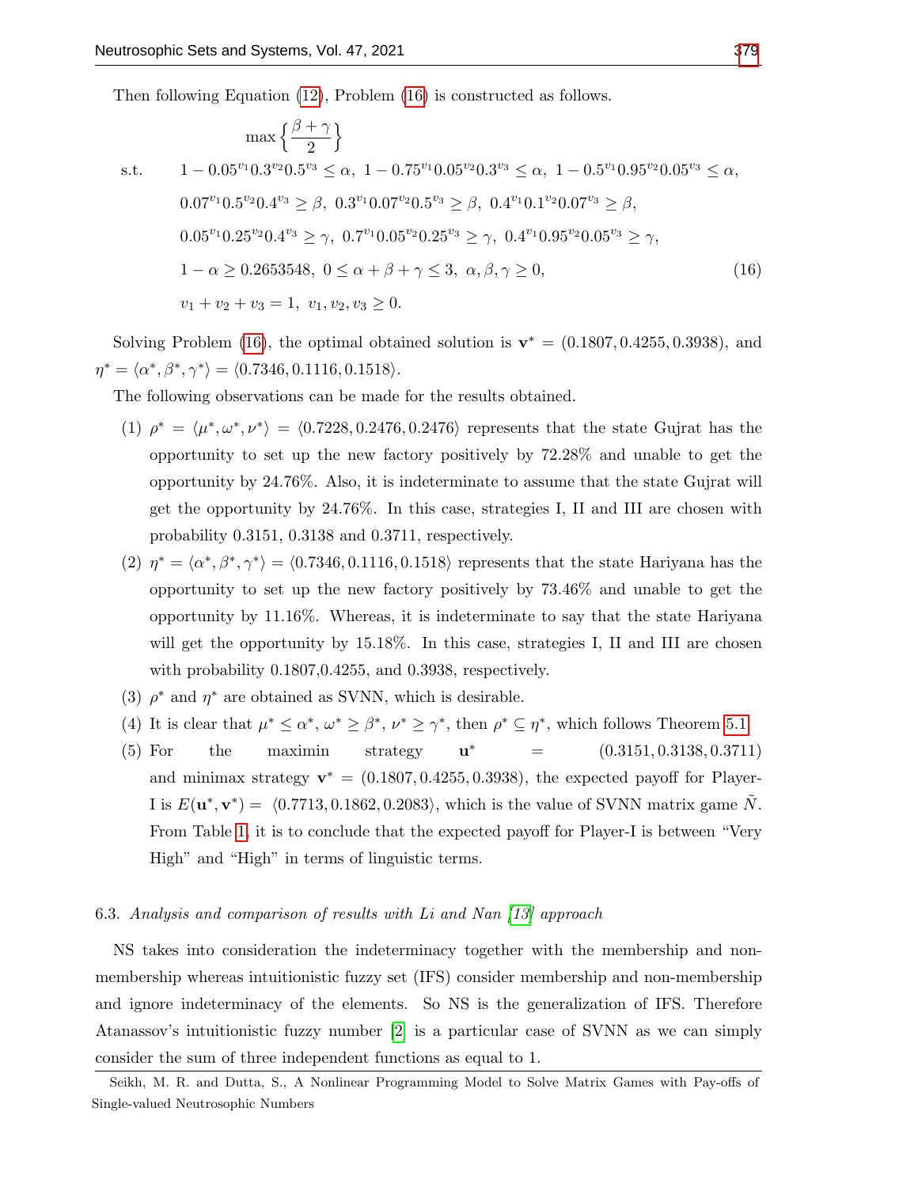Then following Equation (12), Problem (16) is constructed as follows.

$$
\begin{aligned}
&\max\left\{\frac{\beta+\gamma}{2}\right\}\\
\text{s.t.}\quad & 1-0.05^{v_1}0.3^{v_2}0.5^{v_3}\le\alpha,\ 1-0.75^{v_1}0.05^{v_2}0.3^{v_3}\le\alpha,\ 1-0.5^{v_1}0.95^{v_2}0.05^{v_3}\le\alpha,\\
& 0.07^{v_1}0.5^{v_2}0.4^{v_3}\ge\beta,\ 0.3^{v_1}0.07^{v_2}0.5^{v_3}\ge\beta,\ 0.4^{v_1}0.1^{v_2}0.07^{v_3}\ge\beta,\\
& 0.05^{v_1}0.25^{v_2}0.4^{v_3}\ge\gamma,\ 0.7^{v_1}0.05^{v_2}0.25^{v_3}\ge\gamma,\ 0.4^{v_1}0.95^{v_2}0.05^{v_3}\ge\gamma,\\
& 1-\alpha\ge 0.2653548,\ 0\le\alpha+\beta+\gamma\le 3,\ \alpha,\beta,\gamma\ge 0, \qquad (16)\\
& v_1+v_2+v_3=1,\ v_1,v_2,v_3\ge 0.
\end{aligned}
$$

Solving Problem (16), the optimal obtained solution is $\mathbf{v}^*=(0.1807, 0.4255, 0.3938)$, and $\eta^*=\langle\alpha^*,\beta^*,\gamma^*\rangle=\langle 0.7346, 0.1116, 0.1518\rangle$.

The following observations can be made for the results obtained.

(1) $\rho^*=\langle\mu^*,\omega^*,\nu^*\rangle=\langle 0.7228, 0.2476, 0.2476\rangle$ represents that the state Gujrat has the opportunity to set up the new factory positively by 72.28% and unable to get the opportunity by 24.76%. Also, it is indeterminate to assume that the state Gujrat will get the opportunity by 24.76%. In this case, strategies I, II and III are chosen with probability 0.3151, 0.3138 and 0.3711, respectively.

(2) $\eta^*=\langle\alpha^*,\beta^*,\gamma^*\rangle=\langle 0.7346, 0.1116, 0.1518\rangle$ represents that the state Hariyana has the opportunity to set up the new factory positively by 73.46% and unable to get the opportunity by 11.16%. Whereas, it is indeterminate to say that the state Hariyana will get the opportunity by 15.18%. In this case, strategies I, II and III are chosen with probability 0.1807,0.4255, and 0.3938, respectively.

(3) $\rho^*$ and $\eta^*$ are obtained as SVNN, which is desirable.

(4) It is clear that $\mu^*\le\alpha^*$, $\omega^*\ge\beta^*$, $\nu^*\ge\gamma^*$, then $\rho^*\subseteq\eta^*$, which follows Theorem 5.1.

(5) For the maximin strategy $\mathbf{u}^*=(0.3151, 0.3138, 0.3711)$ and minimax strategy $\mathbf{v}^*=(0.1807, 0.4255, 0.3938)$, the expected payoff for Player-I is $E(\mathbf{u}^*,\mathbf{v}^*)=\langle 0.7713, 0.1862, 0.2083\rangle$, which is the value of SVNN matrix game $\tilde{N}$. From Table 1, it is to conclude that the expected payoff for Player-I is between "Very High" and "High" in terms of linguistic terms.

### 6.3. *Analysis and comparison of results with Li and Nan [13] approach*

NS takes into consideration the indeterminacy together with the membership and non-membership whereas intuitionistic fuzzy set (IFS) consider membership and non-membership and ignore indeterminacy of the elements. So NS is the generalization of IFS. Therefore Atanassov's intuitionistic fuzzy number [2] is a particular case of SVNN as we can simply consider the sum of three independent functions as equal to 1.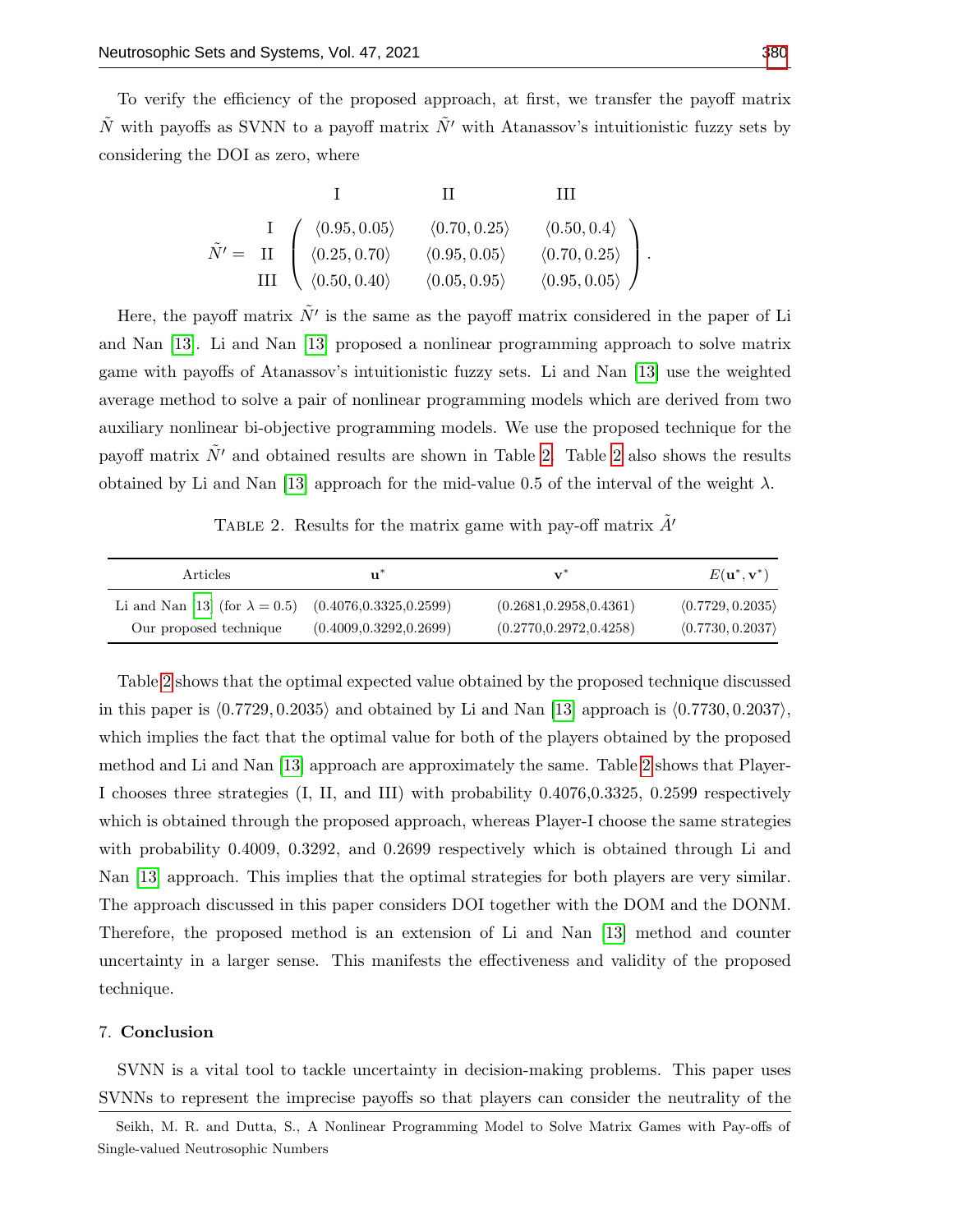To verify the efficiency of the proposed approach, at first, we transfer the payoff matrix $\tilde{N}$ with payoffs as SVNN to a payoff matrix $\tilde{N}'$ with Atanassov's intuitionistic fuzzy sets by considering the DOI as zero, where

$$\tilde{N}' = \begin{array}{c} \\ \text{I} \\ \text{II} \\ \text{III} \end{array} \begin{array}{c} \begin{array}{ccc} \quad\text{I} \quad & \quad\quad \text{II} \quad\quad & \quad \text{III} \end{array} \\ \begin{pmatrix} \langle 0.95, 0.05 \rangle & \langle 0.70, 0.25 \rangle & \langle 0.50, 0.4 \rangle \\ \langle 0.25, 0.70 \rangle & \langle 0.95, 0.05 \rangle & \langle 0.70, 0.25 \rangle \\ \langle 0.50, 0.40 \rangle & \langle 0.05, 0.95 \rangle & \langle 0.95, 0.05 \rangle \end{pmatrix} \end{array}.$$

Here, the payoff matrix $\tilde{N}'$ is the same as the payoff matrix considered in the paper of Li and Nan [13]. Li and Nan [13] proposed a nonlinear programming approach to solve matrix game with payoffs of Atanassov's intuitionistic fuzzy sets. Li and Nan [13] use the weighted average method to solve a pair of nonlinear programming models which are derived from two auxiliary nonlinear bi-objective programming models. We use the proposed technique for the payoff matrix $\tilde{N}'$ and obtained results are shown in Table 2. Table 2 also shows the results obtained by Li and Nan [13] approach for the mid-value 0.5 of the interval of the weight $\lambda$.

Table 2. Results for the matrix game with pay-off matrix $\tilde{A}'$

| Articles | $\mathbf{u}^*$ | $\mathbf{v}^*$ | $E(\mathbf{u}^*, \mathbf{v}^*)$ |
|---|---|---|---|
| Li and Nan [13] (for $\lambda = 0.5$) | (0.4076,0.3325,0.2599) | (0.2681,0.2958,0.4361) | $\langle 0.7729, 0.2035 \rangle$ |
| Our proposed technique | (0.4009,0.3292,0.2699) | (0.2770,0.2972,0.4258) | $\langle 0.7730, 0.2037 \rangle$ |

Table 2 shows that the optimal expected value obtained by the proposed technique discussed in this paper is $\langle 0.7729, 0.2035 \rangle$ and obtained by Li and Nan [13] approach is $\langle 0.7730, 0.2037 \rangle$, which implies the fact that the optimal value for both of the players obtained by the proposed method and Li and Nan [13] approach are approximately the same. Table 2 shows that Player-I chooses three strategies (I, II, and III) with probability 0.4076,0.3325, 0.2599 respectively which is obtained through the proposed approach, whereas Player-I choose the same strategies with probability 0.4009, 0.3292, and 0.2699 respectively which is obtained through Li and Nan [13] approach. This implies that the optimal strategies for both players are very similar. The approach discussed in this paper considers DOI together with the DOM and the DONM. Therefore, the proposed method is an extension of Li and Nan [13] method and counter uncertainty in a larger sense. This manifests the effectiveness and validity of the proposed technique.

## 7. Conclusion

SVNN is a vital tool to tackle uncertainty in decision-making problems. This paper uses SVNNs to represent the imprecise payoffs so that players can consider the neutrality of the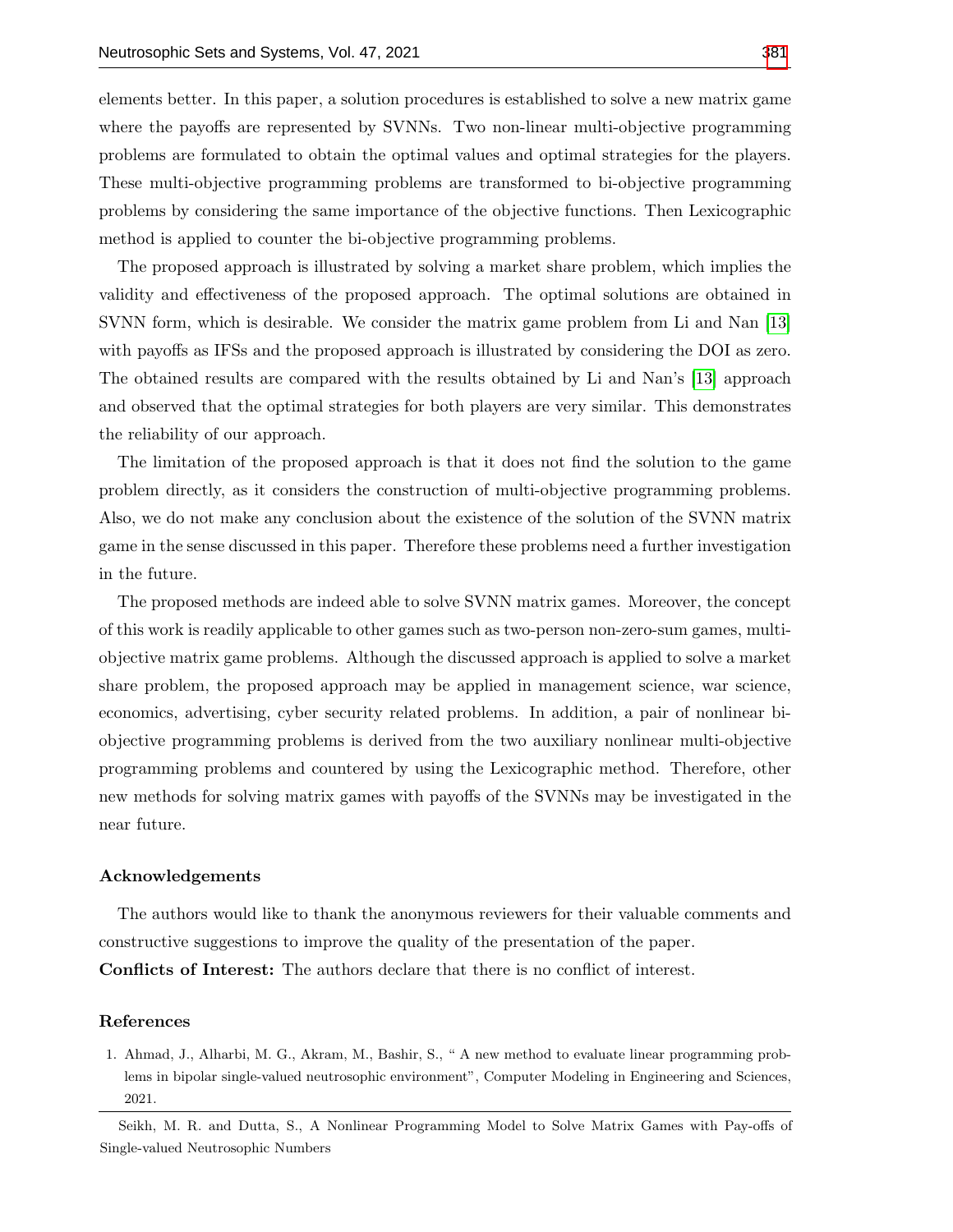elements better. In this paper, a solution procedures is established to solve a new matrix game where the payoffs are represented by SVNNs. Two non-linear multi-objective programming problems are formulated to obtain the optimal values and optimal strategies for the players. These multi-objective programming problems are transformed to bi-objective programming problems by considering the same importance of the objective functions. Then Lexicographic method is applied to counter the bi-objective programming problems.

The proposed approach is illustrated by solving a market share problem, which implies the validity and effectiveness of the proposed approach. The optimal solutions are obtained in SVNN form, which is desirable. We consider the matrix game problem from Li and Nan [13] with payoffs as IFSs and the proposed approach is illustrated by considering the DOI as zero. The obtained results are compared with the results obtained by Li and Nan's [13] approach and observed that the optimal strategies for both players are very similar. This demonstrates the reliability of our approach.

The limitation of the proposed approach is that it does not find the solution to the game problem directly, as it considers the construction of multi-objective programming problems. Also, we do not make any conclusion about the existence of the solution of the SVNN matrix game in the sense discussed in this paper. Therefore these problems need a further investigation in the future.

The proposed methods are indeed able to solve SVNN matrix games. Moreover, the concept of this work is readily applicable to other games such as two-person non-zero-sum games, multi-objective matrix game problems. Although the discussed approach is applied to solve a market share problem, the proposed approach may be applied in management science, war science, economics, advertising, cyber security related problems. In addition, a pair of nonlinear bi-objective programming problems is derived from the two auxiliary nonlinear multi-objective programming problems and countered by using the Lexicographic method. Therefore, other new methods for solving matrix games with payoffs of the SVNNs may be investigated in the near future.

### Acknowledgements

The authors would like to thank the anonymous reviewers for their valuable comments and constructive suggestions to improve the quality of the presentation of the paper.

**Conflicts of Interest:** The authors declare that there is no conflict of interest.

### References

1. Ahmad, J., Alharbi, M. G., Akram, M., Bashir, S., " A new method to evaluate linear programming problems in bipolar single-valued neutrosophic environment", Computer Modeling in Engineering and Sciences, 2021.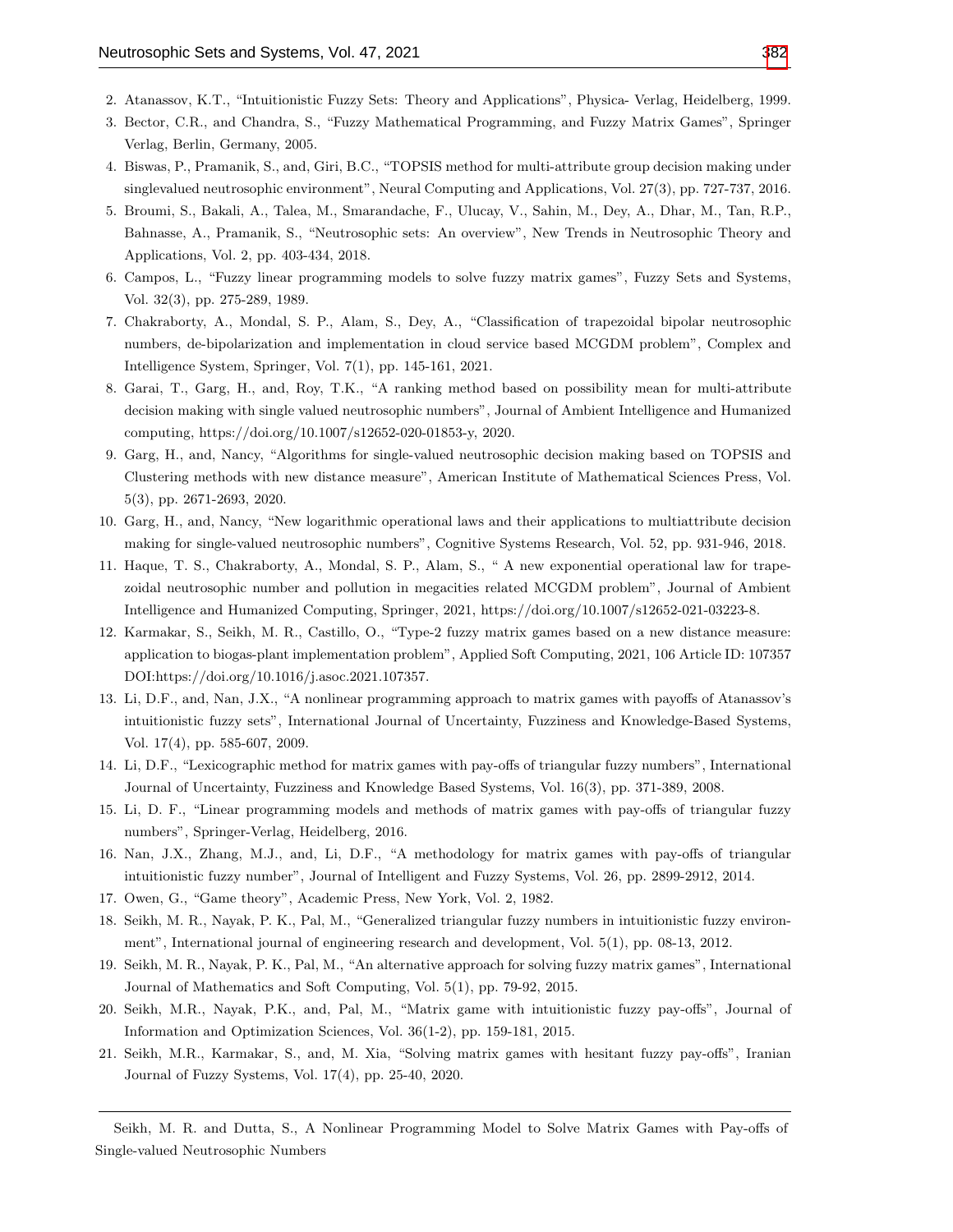2. Atanassov, K.T., "Intuitionistic Fuzzy Sets: Theory and Applications", Physica- Verlag, Heidelberg, 1999.
3. Bector, C.R., and Chandra, S., "Fuzzy Mathematical Programming, and Fuzzy Matrix Games", Springer Verlag, Berlin, Germany, 2005.
4. Biswas, P., Pramanik, S., and, Giri, B.C., "TOPSIS method for multi-attribute group decision making under singlevalued neutrosophic environment", Neural Computing and Applications, Vol. 27(3), pp. 727-737, 2016.
5. Broumi, S., Bakali, A., Talea, M., Smarandache, F., Ulucay, V., Sahin, M., Dey, A., Dhar, M., Tan, R.P., Bahnasse, A., Pramanik, S., "Neutrosophic sets: An overview", New Trends in Neutrosophic Theory and Applications, Vol. 2, pp. 403-434, 2018.
6. Campos, L., "Fuzzy linear programming models to solve fuzzy matrix games", Fuzzy Sets and Systems, Vol. 32(3), pp. 275-289, 1989.
7. Chakraborty, A., Mondal, S. P., Alam, S., Dey, A., "Classification of trapezoidal bipolar neutrosophic numbers, de-bipolarization and implementation in cloud service based MCGDM problem", Complex and Intelligence System, Springer, Vol. 7(1), pp. 145-161, 2021.
8. Garai, T., Garg, H., and, Roy, T.K., "A ranking method based on possibility mean for multi-attribute decision making with single valued neutrosophic numbers", Journal of Ambient Intelligence and Humanized computing, https://doi.org/10.1007/s12652-020-01853-y, 2020.
9. Garg, H., and, Nancy, "Algorithms for single-valued neutrosophic decision making based on TOPSIS and Clustering methods with new distance measure", American Institute of Mathematical Sciences Press, Vol. 5(3), pp. 2671-2693, 2020.
10. Garg, H., and, Nancy, "New logarithmic operational laws and their applications to multiattribute decision making for single-valued neutrosophic numbers", Cognitive Systems Research, Vol. 52, pp. 931-946, 2018.
11. Haque, T. S., Chakraborty, A., Mondal, S. P., Alam, S., " A new exponential operational law for trapezoidal neutrosophic number and pollution in megacities related MCGDM problem", Journal of Ambient Intelligence and Humanized Computing, Springer, 2021, https://doi.org/10.1007/s12652-021-03223-8.
12. Karmakar, S., Seikh, M. R., Castillo, O., "Type-2 fuzzy matrix games based on a new distance measure: application to biogas-plant implementation problem", Applied Soft Computing, 2021, 106 Article ID: 107357 DOI:https://doi.org/10.1016/j.asoc.2021.107357.
13. Li, D.F., and, Nan, J.X., "A nonlinear programming approach to matrix games with payoffs of Atanassov's intuitionistic fuzzy sets", International Journal of Uncertainty, Fuzziness and Knowledge-Based Systems, Vol. 17(4), pp. 585-607, 2009.
14. Li, D.F., "Lexicographic method for matrix games with pay-offs of triangular fuzzy numbers", International Journal of Uncertainty, Fuzziness and Knowledge Based Systems, Vol. 16(3), pp. 371-389, 2008.
15. Li, D. F., "Linear programming models and methods of matrix games with pay-offs of triangular fuzzy numbers", Springer-Verlag, Heidelberg, 2016.
16. Nan, J.X., Zhang, M.J., and, Li, D.F., "A methodology for matrix games with pay-offs of triangular intuitionistic fuzzy number", Journal of Intelligent and Fuzzy Systems, Vol. 26, pp. 2899-2912, 2014.
17. Owen, G., "Game theory", Academic Press, New York, Vol. 2, 1982.
18. Seikh, M. R., Nayak, P. K., Pal, M., "Generalized triangular fuzzy numbers in intuitionistic fuzzy environment", International journal of engineering research and development, Vol. 5(1), pp. 08-13, 2012.
19. Seikh, M. R., Nayak, P. K., Pal, M., "An alternative approach for solving fuzzy matrix games", International Journal of Mathematics and Soft Computing, Vol. 5(1), pp. 79-92, 2015.
20. Seikh, M.R., Nayak, P.K., and, Pal, M., "Matrix game with intuitionistic fuzzy pay-offs", Journal of Information and Optimization Sciences, Vol. 36(1-2), pp. 159-181, 2015.
21. Seikh, M.R., Karmakar, S., and, M. Xia, "Solving matrix games with hesitant fuzzy pay-offs", Iranian Journal of Fuzzy Systems, Vol. 17(4), pp. 25-40, 2020.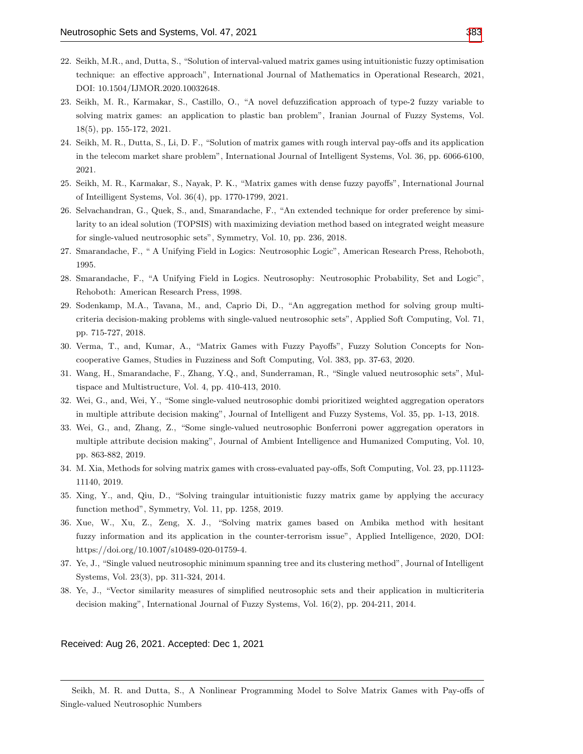22. Seikh, M.R., and, Dutta, S., "Solution of interval-valued matrix games using intuitionistic fuzzy optimisation technique: an effective approach", International Journal of Mathematics in Operational Research, 2021, DOI: 10.1504/IJMOR.2020.10032648.
23. Seikh, M. R., Karmakar, S., Castillo, O., "A novel defuzzification approach of type-2 fuzzy variable to solving matrix games: an application to plastic ban problem", Iranian Journal of Fuzzy Systems, Vol. 18(5), pp. 155-172, 2021.
24. Seikh, M. R., Dutta, S., Li, D. F., "Solution of matrix games with rough interval pay-offs and its application in the telecom market share problem", International Journal of Intelligent Systems, Vol. 36, pp. 6066-6100, 2021.
25. Seikh, M. R., Karmakar, S., Nayak, P. K., "Matrix games with dense fuzzy payoffs", International Journal of Inteilligent Systems, Vol. 36(4), pp. 1770-1799, 2021.
26. Selvachandran, G., Quek, S., and, Smarandache, F., "An extended technique for order preference by similarity to an ideal solution (TOPSIS) with maximizing deviation method based on integrated weight measure for single-valued neutrosophic sets", Symmetry, Vol. 10, pp. 236, 2018.
27. Smarandache, F., " A Unifying Field in Logics: Neutrosophic Logic", American Research Press, Rehoboth, 1995.
28. Smarandache, F., "A Unifying Field in Logics. Neutrosophy: Neutrosophic Probability, Set and Logic", Rehoboth: American Research Press, 1998.
29. Sodenkamp, M.A., Tavana, M., and, Caprio Di, D., "An aggregation method for solving group multi-criteria decision-making problems with single-valued neutrosophic sets", Applied Soft Computing, Vol. 71, pp. 715-727, 2018.
30. Verma, T., and, Kumar, A., "Matrix Games with Fuzzy Payoffs", Fuzzy Solution Concepts for Non-cooperative Games, Studies in Fuzziness and Soft Computing, Vol. 383, pp. 37-63, 2020.
31. Wang, H., Smarandache, F., Zhang, Y.Q., and, Sunderraman, R., "Single valued neutrosophic sets", Multispace and Multistructure, Vol. 4, pp. 410-413, 2010.
32. Wei, G., and, Wei, Y., "Some single-valued neutrosophic dombi prioritized weighted aggregation operators in multiple attribute decision making", Journal of Intelligent and Fuzzy Systems, Vol. 35, pp. 1-13, 2018.
33. Wei, G., and, Zhang, Z., "Some single-valued neutrosophic Bonferroni power aggregation operators in multiple attribute decision making", Journal of Ambient Intelligence and Humanized Computing, Vol. 10, pp. 863-882, 2019.
34. M. Xia, Methods for solving matrix games with cross-evaluated pay-offs, Soft Computing, Vol. 23, pp.11123-11140, 2019.
35. Xing, Y., and, Qiu, D., "Solving traingular intuitionistic fuzzy matrix game by applying the accuracy function method", Symmetry, Vol. 11, pp. 1258, 2019.
36. Xue, W., Xu, Z., Zeng, X. J., "Solving matrix games based on Ambika method with hesitant fuzzy information and its application in the counter-terrorism issue", Applied Intelligence, 2020, DOI: https://doi.org/10.1007/s10489-020-01759-4.
37. Ye, J., "Single valued neutrosophic minimum spanning tree and its clustering method", Journal of Intelligent Systems, Vol. 23(3), pp. 311-324, 2014.
38. Ye, J., "Vector similarity measures of simplified neutrosophic sets and their application in multicriteria decision making", International Journal of Fuzzy Systems, Vol. 16(2), pp. 204-211, 2014.

Received: Aug 26, 2021. Accepted: Dec 1, 2021